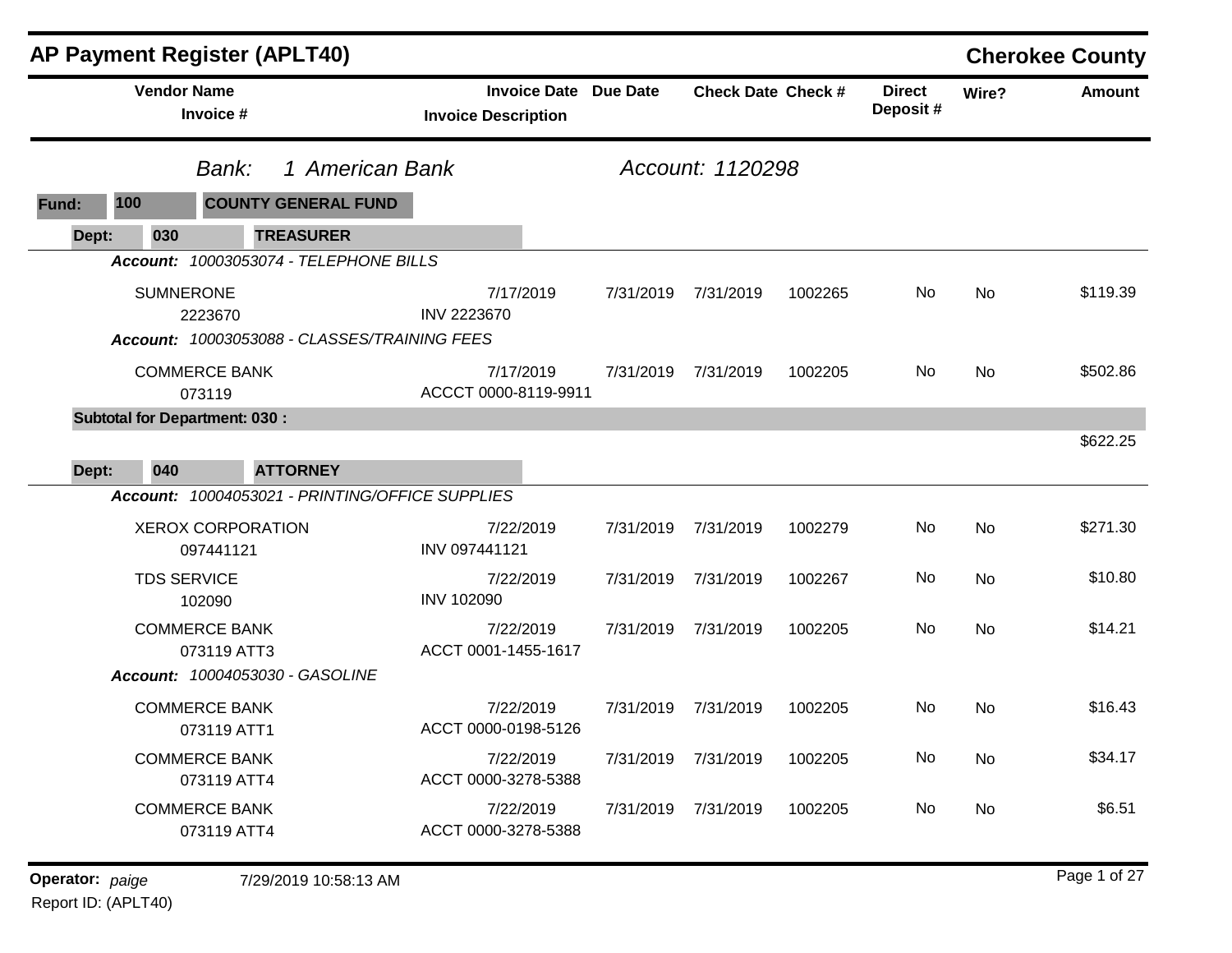# AP Payment Register (APLT40)

## Cherokee County

*Bank: 1 American Bank* — *Account: 1120298*

**Fund: 100 COUNTY GENERAL FUND**

**Dept: 030 TREASURER**

| Vendor Name / Invoice # | Invoice Date / Invoice Description | Due Date | Check Date | Check # | Direct Deposit # | Wire? | Amount |
|---|---|---|---|---|---|---|---|
| ***Account: 10003053074 - TELEPHONE BILLS*** | | | | | | | |
| SUMNERONE 2223670 | 7/17/2019 INV 2223670 | 7/31/2019 | 7/31/2019 | 1002265 | No | No | $119.39 |
| ***Account: 10003053088 - CLASSES/TRAINING FEES*** | | | | | | | |
| COMMERCE BANK 073119 | 7/17/2019 ACCCT 0000-8119-9911 | 7/31/2019 | 7/31/2019 | 1002205 | No | No | $502.86 |
| **Subtotal for Department: 030 :** | | | | | | | $622.25 |

**Dept: 040 ATTORNEY**

| Vendor Name / Invoice # | Invoice Date / Invoice Description | Due Date | Check Date | Check # | Direct Deposit # | Wire? | Amount |
|---|---|---|---|---|---|---|---|
| ***Account: 10004053021 - PRINTING/OFFICE SUPPLIES*** | | | | | | | |
| XEROX CORPORATION 097441121 | 7/22/2019 INV 097441121 | 7/31/2019 | 7/31/2019 | 1002279 | No | No | $271.30 |
| TDS SERVICE 102090 | 7/22/2019 INV 102090 | 7/31/2019 | 7/31/2019 | 1002267 | No | No | $10.80 |
| COMMERCE BANK 073119 ATT3 | 7/22/2019 ACCT 0001-1455-1617 | 7/31/2019 | 7/31/2019 | 1002205 | No | No | $14.21 |
| ***Account: 10004053030 - GASOLINE*** | | | | | | | |
| COMMERCE BANK 073119 ATT1 | 7/22/2019 ACCT 0000-0198-5126 | 7/31/2019 | 7/31/2019 | 1002205 | No | No | $16.43 |
| COMMERCE BANK 073119 ATT4 | 7/22/2019 ACCT 0000-3278-5388 | 7/31/2019 | 7/31/2019 | 1002205 | No | No | $34.17 |
| COMMERCE BANK 073119 ATT4 | 7/22/2019 ACCT 0000-3278-5388 | 7/31/2019 | 7/31/2019 | 1002205 | No | No | $6.51 |

**Operator:** *paige* 7/29/2019 10:58:13 AM

Report ID: (APLT40)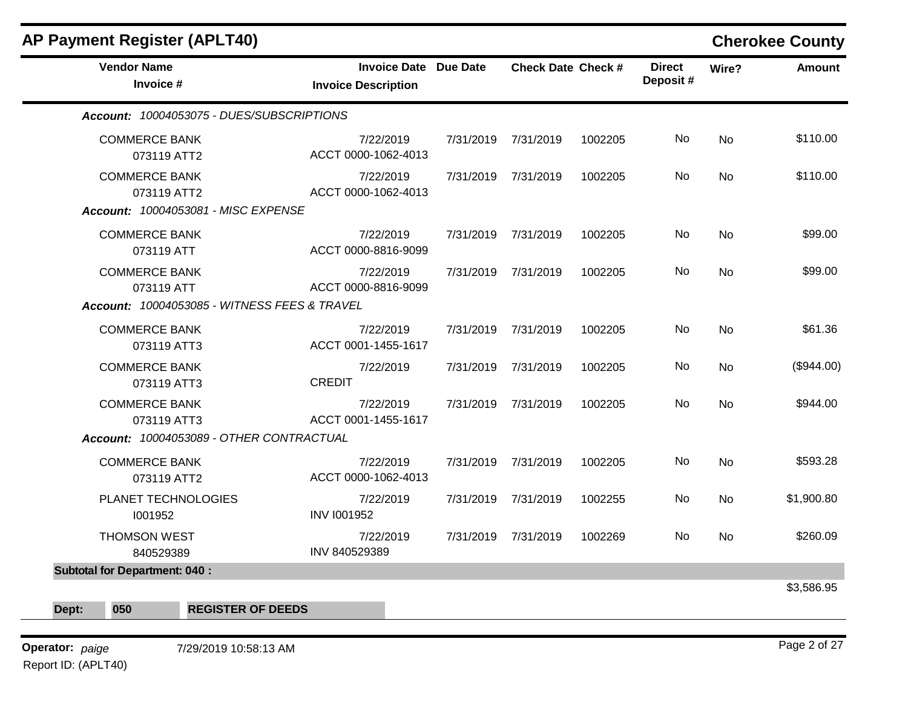## AP Payment Register (APLT40)

**Cherokee County**

| Vendor Name / Invoice # | Invoice Date / Invoice Description | Due Date | Check Date | Check # | Direct Deposit # | Wire? | Amount |
|---|---|---|---|---|---|---|---|
| ***Account: 10004053075 - DUES/SUBSCRIPTIONS*** | | | | | | | |
| COMMERCE BANK 073119 ATT2 | 7/22/2019 ACCT 0000-1062-4013 | 7/31/2019 | 7/31/2019 | 1002205 | No | No | $110.00 |
| COMMERCE BANK 073119 ATT2 | 7/22/2019 ACCT 0000-1062-4013 | 7/31/2019 | 7/31/2019 | 1002205 | No | No | $110.00 |
| ***Account: 10004053081 - MISC EXPENSE*** | | | | | | | |
| COMMERCE BANK 073119 ATT | 7/22/2019 ACCT 0000-8816-9099 | 7/31/2019 | 7/31/2019 | 1002205 | No | No | $99.00 |
| COMMERCE BANK 073119 ATT | 7/22/2019 ACCT 0000-8816-9099 | 7/31/2019 | 7/31/2019 | 1002205 | No | No | $99.00 |
| ***Account: 10004053085 - WITNESS FEES & TRAVEL*** | | | | | | | |
| COMMERCE BANK 073119 ATT3 | 7/22/2019 ACCT 0001-1455-1617 | 7/31/2019 | 7/31/2019 | 1002205 | No | No | $61.36 |
| COMMERCE BANK 073119 ATT3 | 7/22/2019 CREDIT | 7/31/2019 | 7/31/2019 | 1002205 | No | No | ($944.00) |
| COMMERCE BANK 073119 ATT3 | 7/22/2019 ACCT 0001-1455-1617 | 7/31/2019 | 7/31/2019 | 1002205 | No | No | $944.00 |
| ***Account: 10004053089 - OTHER CONTRACTUAL*** | | | | | | | |
| COMMERCE BANK 073119 ATT2 | 7/22/2019 ACCT 0000-1062-4013 | 7/31/2019 | 7/31/2019 | 1002205 | No | No | $593.28 |
| PLANET TECHNOLOGIES I001952 | 7/22/2019 INV I001952 | 7/31/2019 | 7/31/2019 | 1002255 | No | No | $1,900.80 |
| THOMSON WEST 840529389 | 7/22/2019 INV 840529389 | 7/31/2019 | 7/31/2019 | 1002269 | No | No | $260.09 |
| **Subtotal for Department: 040 :** | | | | | | | $3,586.95 |

**Dept: 050 REGISTER OF DEEDS**

**Operator:** *paige* 7/29/2019 10:58:13 AM

Report ID: (APLT40)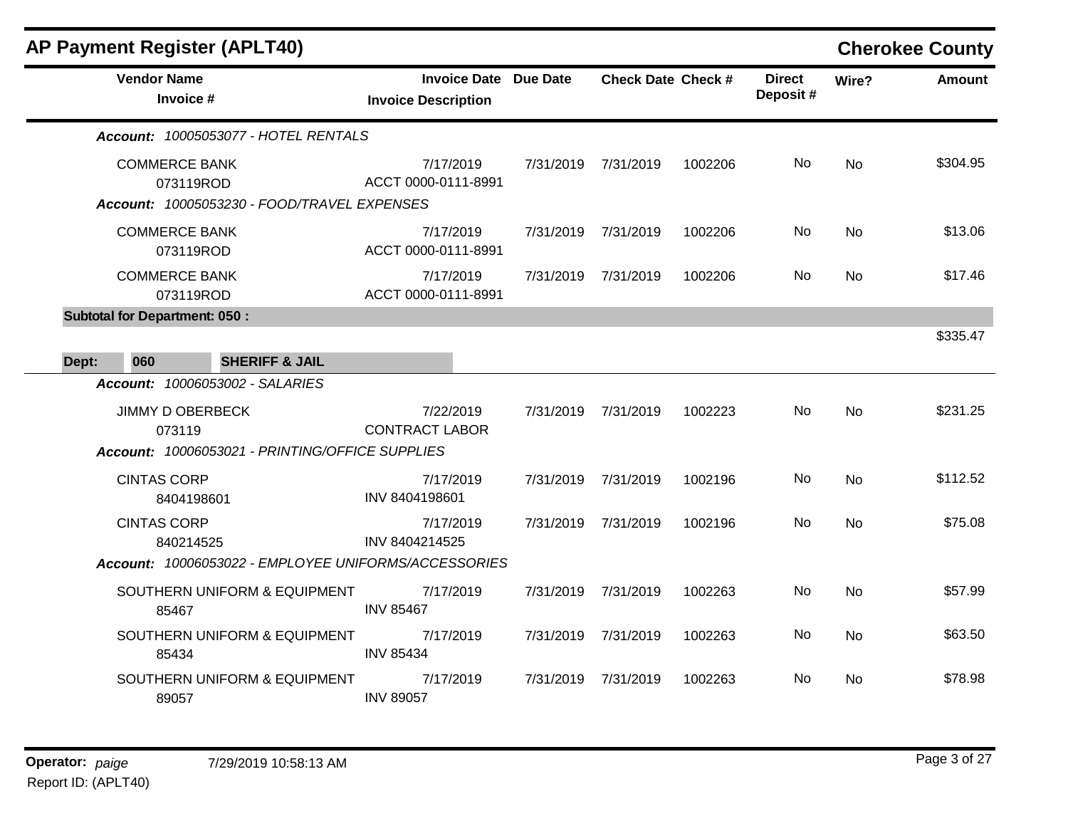## AP Payment Register (APLT40)

**Cherokee County**

| Vendor Name / Invoice # | Invoice Date / Invoice Description | Due Date | Check Date | Check # | Direct Deposit # | Wire? | Amount |
|---|---|---|---|---|---|---|---|
| ***Account: 10005053077 - HOTEL RENTALS*** | | | | | | | |
| COMMERCE BANK<br>073119ROD | 7/17/2019<br>ACCT 0000-0111-8991 | 7/31/2019 | 7/31/2019 | 1002206 | No | No | $304.95 |
| ***Account: 10005053230 - FOOD/TRAVEL EXPENSES*** | | | | | | | |
| COMMERCE BANK<br>073119ROD | 7/17/2019<br>ACCT 0000-0111-8991 | 7/31/2019 | 7/31/2019 | 1002206 | No | No | $13.06 |
| COMMERCE BANK<br>073119ROD | 7/17/2019<br>ACCT 0000-0111-8991 | 7/31/2019 | 7/31/2019 | 1002206 | No | No | $17.46 |
| **Subtotal for Department: 050 :** | | | | | | | $335.47 |
| **Dept: 060 SHERIFF & JAIL** | | | | | | | |
| ***Account: 10006053002 - SALARIES*** | | | | | | | |
| JIMMY D OBERBECK<br>073119 | 7/22/2019<br>CONTRACT LABOR | 7/31/2019 | 7/31/2019 | 1002223 | No | No | $231.25 |
| ***Account: 10006053021 - PRINTING/OFFICE SUPPLIES*** | | | | | | | |
| CINTAS CORP<br>8404198601 | 7/17/2019<br>INV 8404198601 | 7/31/2019 | 7/31/2019 | 1002196 | No | No | $112.52 |
| CINTAS CORP<br>840214525 | 7/17/2019<br>INV 8404214525 | 7/31/2019 | 7/31/2019 | 1002196 | No | No | $75.08 |
| ***Account: 10006053022 - EMPLOYEE UNIFORMS/ACCESSORIES*** | | | | | | | |
| SOUTHERN UNIFORM & EQUIPMENT<br>85467 | 7/17/2019<br>INV 85467 | 7/31/2019 | 7/31/2019 | 1002263 | No | No | $57.99 |
| SOUTHERN UNIFORM & EQUIPMENT<br>85434 | 7/17/2019<br>INV 85434 | 7/31/2019 | 7/31/2019 | 1002263 | No | No | $63.50 |
| SOUTHERN UNIFORM & EQUIPMENT<br>89057 | 7/17/2019<br>INV 89057 | 7/31/2019 | 7/31/2019 | 1002263 | No | No | $78.98 |

**Operator:** *paige* 7/29/2019 10:58:13 AM
Report ID: (APLT40)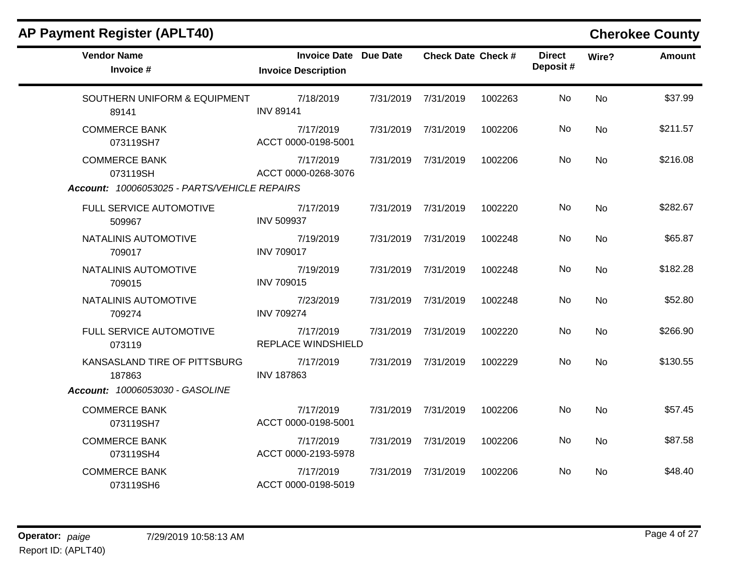## AP Payment Register (APLT40)

**Cherokee County**

| Vendor Name / Invoice # | Invoice Date / Invoice Description | Due Date | Check Date | Check # | Direct Deposit # | Wire? | Amount |
|---|---|---|---|---|---|---|---|
| SOUTHERN UNIFORM & EQUIPMENT<br>89141 | 7/18/2019<br>INV 89141 | 7/31/2019 | 7/31/2019 | 1002263 | No | No | $37.99 |
| COMMERCE BANK<br>073119SH7 | 7/17/2019<br>ACCT 0000-0198-5001 | 7/31/2019 | 7/31/2019 | 1002206 | No | No | $211.57 |
| COMMERCE BANK<br>073119SH | 7/17/2019<br>ACCT 0000-0268-3076 | 7/31/2019 | 7/31/2019 | 1002206 | No | No | $216.08 |
| ***Account:*** *10006053025 - PARTS/VEHICLE REPAIRS* | | | | | | | |
| FULL SERVICE AUTOMOTIVE<br>509967 | 7/17/2019<br>INV 509937 | 7/31/2019 | 7/31/2019 | 1002220 | No | No | $282.67 |
| NATALINIS AUTOMOTIVE<br>709017 | 7/19/2019<br>INV 709017 | 7/31/2019 | 7/31/2019 | 1002248 | No | No | $65.87 |
| NATALINIS AUTOMOTIVE<br>709015 | 7/19/2019<br>INV 709015 | 7/31/2019 | 7/31/2019 | 1002248 | No | No | $182.28 |
| NATALINIS AUTOMOTIVE<br>709274 | 7/23/2019<br>INV 709274 | 7/31/2019 | 7/31/2019 | 1002248 | No | No | $52.80 |
| FULL SERVICE AUTOMOTIVE<br>073119 | 7/17/2019<br>REPLACE WINDSHIELD | 7/31/2019 | 7/31/2019 | 1002220 | No | No | $266.90 |
| KANSASLAND TIRE OF PITTSBURG<br>187863 | 7/17/2019<br>INV 187863 | 7/31/2019 | 7/31/2019 | 1002229 | No | No | $130.55 |
| ***Account:*** *10006053030 - GASOLINE* | | | | | | | |
| COMMERCE BANK<br>073119SH7 | 7/17/2019<br>ACCT 0000-0198-5001 | 7/31/2019 | 7/31/2019 | 1002206 | No | No | $57.45 |
| COMMERCE BANK<br>073119SH4 | 7/17/2019<br>ACCT 0000-2193-5978 | 7/31/2019 | 7/31/2019 | 1002206 | No | No | $87.58 |
| COMMERCE BANK<br>073119SH6 | 7/17/2019<br>ACCT 0000-0198-5019 | 7/31/2019 | 7/31/2019 | 1002206 | No | No | $48.40 |

**Operator:** *paige* 7/29/2019 10:58:13 AM
Report ID: (APLT40)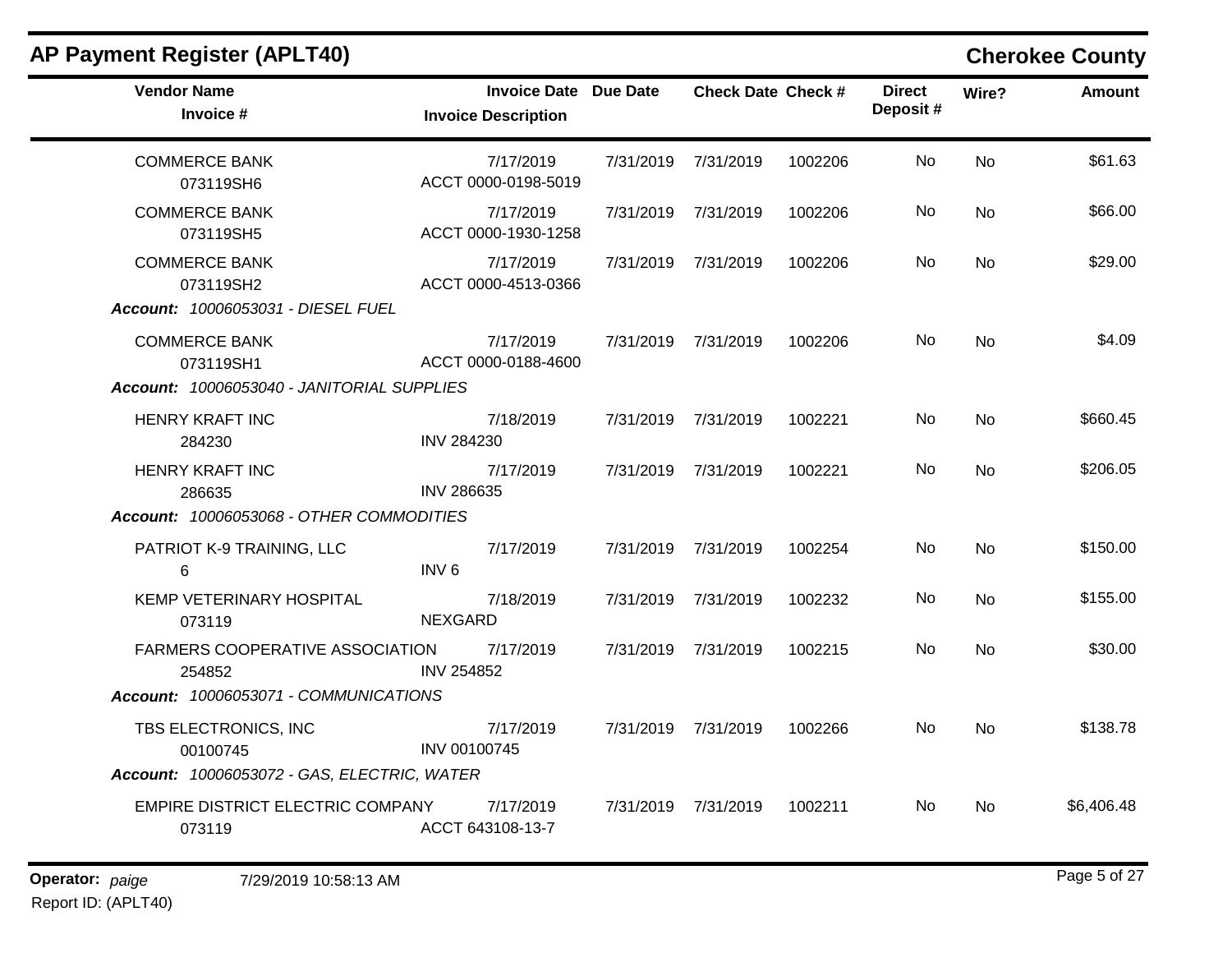## AP Payment Register (APLT40)

**Cherokee County**

| Vendor Name / Invoice # | Invoice Date / Invoice Description | Due Date | Check Date | Check # | Direct Deposit # | Wire? | Amount |
|---|---|---|---|---|---|---|---|
| COMMERCE BANK<br>073119SH6 | 7/17/2019<br>ACCT 0000-0198-5019 | 7/31/2019 | 7/31/2019 | 1002206 | No | No | $61.63 |
| COMMERCE BANK<br>073119SH5 | 7/17/2019<br>ACCT 0000-1930-1258 | 7/31/2019 | 7/31/2019 | 1002206 | No | No | $66.00 |
| COMMERCE BANK<br>073119SH2 | 7/17/2019<br>ACCT 0000-4513-0366 | 7/31/2019 | 7/31/2019 | 1002206 | No | No | $29.00 |
| ***Account:* 10006053031 - DIESEL FUEL** | | | | | | | |
| COMMERCE BANK<br>073119SH1 | 7/17/2019<br>ACCT 0000-0188-4600 | 7/31/2019 | 7/31/2019 | 1002206 | No | No | $4.09 |
| ***Account:* 10006053040 - JANITORIAL SUPPLIES** | | | | | | | |
| HENRY KRAFT INC<br>284230 | 7/18/2019<br>INV 284230 | 7/31/2019 | 7/31/2019 | 1002221 | No | No | $660.45 |
| HENRY KRAFT INC<br>286635 | 7/17/2019<br>INV 286635 | 7/31/2019 | 7/31/2019 | 1002221 | No | No | $206.05 |
| ***Account:* 10006053068 - OTHER COMMODITIES** | | | | | | | |
| PATRIOT K-9 TRAINING, LLC<br>6 | 7/17/2019<br>INV 6 | 7/31/2019 | 7/31/2019 | 1002254 | No | No | $150.00 |
| KEMP VETERINARY HOSPITAL<br>073119 | 7/18/2019<br>NEXGARD | 7/31/2019 | 7/31/2019 | 1002232 | No | No | $155.00 |
| FARMERS COOPERATIVE ASSOCIATION<br>254852 | 7/17/2019<br>INV 254852 | 7/31/2019 | 7/31/2019 | 1002215 | No | No | $30.00 |
| ***Account:* 10006053071 - COMMUNICATIONS** | | | | | | | |
| TBS ELECTRONICS, INC<br>00100745 | 7/17/2019<br>INV 00100745 | 7/31/2019 | 7/31/2019 | 1002266 | No | No | $138.78 |
| ***Account:* 10006053072 - GAS, ELECTRIC, WATER** | | | | | | | |
| EMPIRE DISTRICT ELECTRIC COMPANY<br>073119 | 7/17/2019<br>ACCT 643108-13-7 | 7/31/2019 | 7/31/2019 | 1002211 | No | No | $6,406.48 |

**Operator:** *paige* 7/29/2019 10:58:13 AM

Report ID: (APLT40)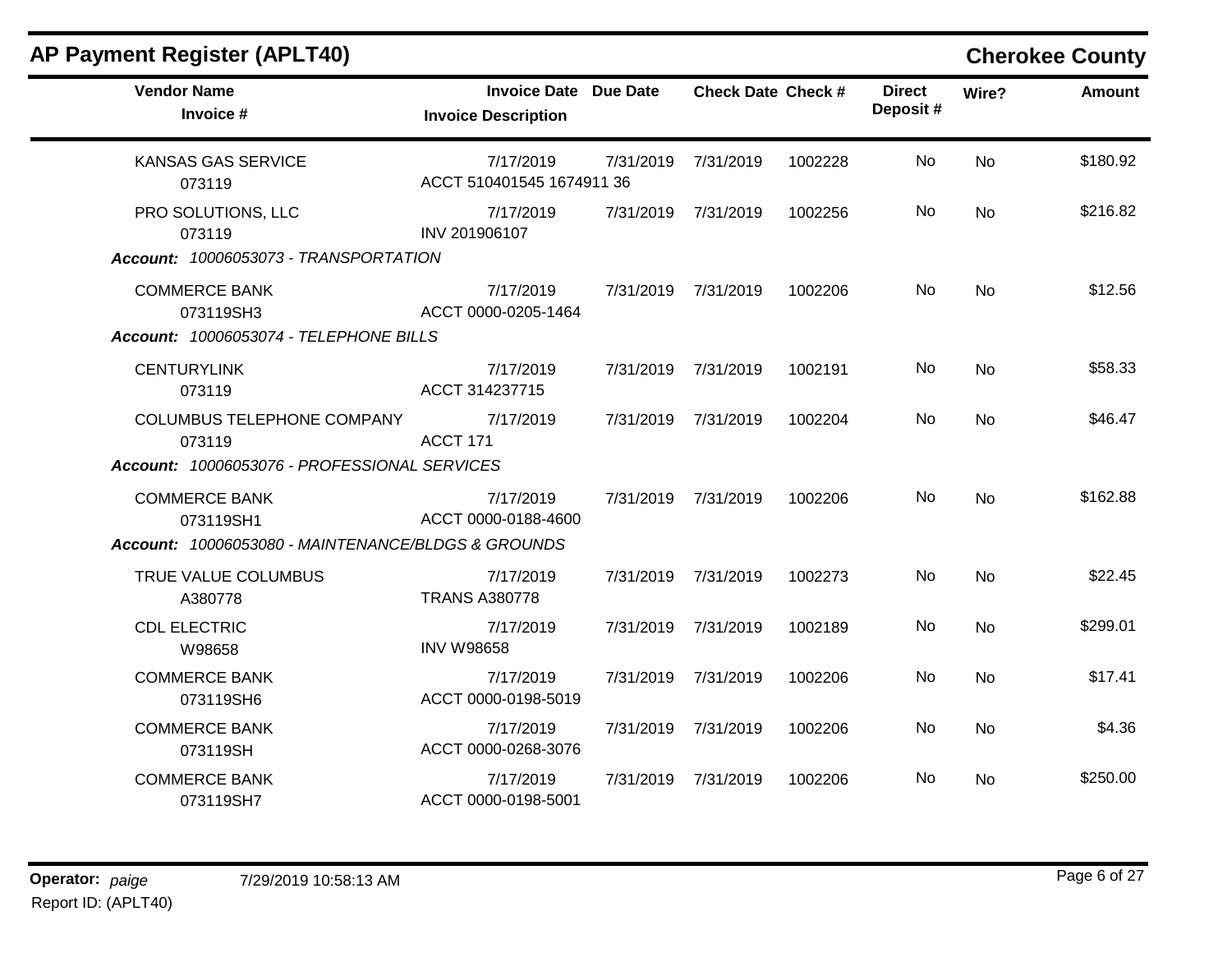## AP Payment Register (APLT40)

**Cherokee County**

| Vendor Name / Invoice # | Invoice Date / Invoice Description | Due Date | Check Date | Check # | Direct Deposit # | Wire? | Amount |
|---|---|---|---|---|---|---|---|
| KANSAS GAS SERVICE<br>073119 | 7/17/2019<br>ACCT 510401545 1674911 36 | 7/31/2019 | 7/31/2019 | 1002228 | No | No | $180.92 |
| PRO SOLUTIONS, LLC<br>073119 | 7/17/2019<br>INV 201906107 | 7/31/2019 | 7/31/2019 | 1002256 | No | No | $216.82 |
| ***Account:** 10006053073 - TRANSPORTATION* | | | | | | | |
| COMMERCE BANK<br>073119SH3 | 7/17/2019<br>ACCT 0000-0205-1464 | 7/31/2019 | 7/31/2019 | 1002206 | No | No | $12.56 |
| ***Account:** 10006053074 - TELEPHONE BILLS* | | | | | | | |
| CENTURYLINK<br>073119 | 7/17/2019<br>ACCT 314237715 | 7/31/2019 | 7/31/2019 | 1002191 | No | No | $58.33 |
| COLUMBUS TELEPHONE COMPANY<br>073119 | 7/17/2019<br>ACCT 171 | 7/31/2019 | 7/31/2019 | 1002204 | No | No | $46.47 |
| ***Account:** 10006053076 - PROFESSIONAL SERVICES* | | | | | | | |
| COMMERCE BANK<br>073119SH1 | 7/17/2019<br>ACCT 0000-0188-4600 | 7/31/2019 | 7/31/2019 | 1002206 | No | No | $162.88 |
| ***Account:** 10006053080 - MAINTENANCE/BLDGS & GROUNDS* | | | | | | | |
| TRUE VALUE COLUMBUS<br>A380778 | 7/17/2019<br>TRANS A380778 | 7/31/2019 | 7/31/2019 | 1002273 | No | No | $22.45 |
| CDL ELECTRIC<br>W98658 | 7/17/2019<br>INV W98658 | 7/31/2019 | 7/31/2019 | 1002189 | No | No | $299.01 |
| COMMERCE BANK<br>073119SH6 | 7/17/2019<br>ACCT 0000-0198-5019 | 7/31/2019 | 7/31/2019 | 1002206 | No | No | $17.41 |
| COMMERCE BANK<br>073119SH | 7/17/2019<br>ACCT 0000-0268-3076 | 7/31/2019 | 7/31/2019 | 1002206 | No | No | $4.36 |
| COMMERCE BANK<br>073119SH7 | 7/17/2019<br>ACCT 0000-0198-5001 | 7/31/2019 | 7/31/2019 | 1002206 | No | No | $250.00 |

**Operator:** *paige* 7/29/2019 10:58:13 AM

Report ID: (APLT40)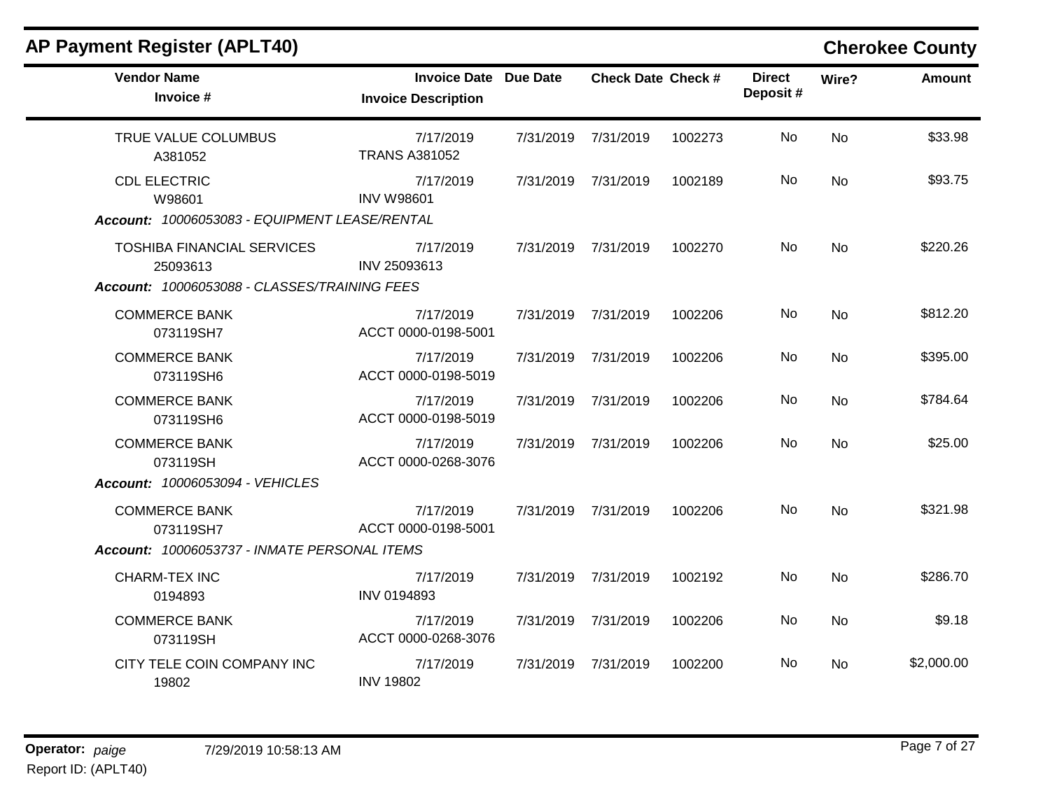## AP Payment Register (APLT40)

**Cherokee County**

| Vendor Name / Invoice # | Invoice Date / Invoice Description | Due Date | Check Date | Check # | Direct Deposit # | Wire? | Amount |
|---|---|---|---|---|---|---|---|
| TRUE VALUE COLUMBUS<br>A381052 | 7/17/2019<br>TRANS A381052 | 7/31/2019 | 7/31/2019 | 1002273 | No | No | $33.98 |
| CDL ELECTRIC<br>W98601 | 7/17/2019<br>INV W98601 | 7/31/2019 | 7/31/2019 | 1002189 | No | No | $93.75 |
| ***Account:** 10006053083 - EQUIPMENT LEASE/RENTAL* | | | | | | | |
| TOSHIBA FINANCIAL SERVICES<br>25093613 | 7/17/2019<br>INV 25093613 | 7/31/2019 | 7/31/2019 | 1002270 | No | No | $220.26 |
| ***Account:** 10006053088 - CLASSES/TRAINING FEES* | | | | | | | |
| COMMERCE BANK<br>073119SH7 | 7/17/2019<br>ACCT 0000-0198-5001 | 7/31/2019 | 7/31/2019 | 1002206 | No | No | $812.20 |
| COMMERCE BANK<br>073119SH6 | 7/17/2019<br>ACCT 0000-0198-5019 | 7/31/2019 | 7/31/2019 | 1002206 | No | No | $395.00 |
| COMMERCE BANK<br>073119SH6 | 7/17/2019<br>ACCT 0000-0198-5019 | 7/31/2019 | 7/31/2019 | 1002206 | No | No | $784.64 |
| COMMERCE BANK<br>073119SH | 7/17/2019<br>ACCT 0000-0268-3076 | 7/31/2019 | 7/31/2019 | 1002206 | No | No | $25.00 |
| ***Account:** 10006053094 - VEHICLES* | | | | | | | |
| COMMERCE BANK<br>073119SH7 | 7/17/2019<br>ACCT 0000-0198-5001 | 7/31/2019 | 7/31/2019 | 1002206 | No | No | $321.98 |
| ***Account:** 10006053737 - INMATE PERSONAL ITEMS* | | | | | | | |
| CHARM-TEX INC<br>0194893 | 7/17/2019<br>INV 0194893 | 7/31/2019 | 7/31/2019 | 1002192 | No | No | $286.70 |
| COMMERCE BANK<br>073119SH | 7/17/2019<br>ACCT 0000-0268-3076 | 7/31/2019 | 7/31/2019 | 1002206 | No | No | $9.18 |
| CITY TELE COIN COMPANY INC<br>19802 | 7/17/2019<br>INV 19802 | 7/31/2019 | 7/31/2019 | 1002200 | No | No | $2,000.00 |

**Operator:** *paige* 7/29/2019 10:58:13 AM
Report ID: (APLT40)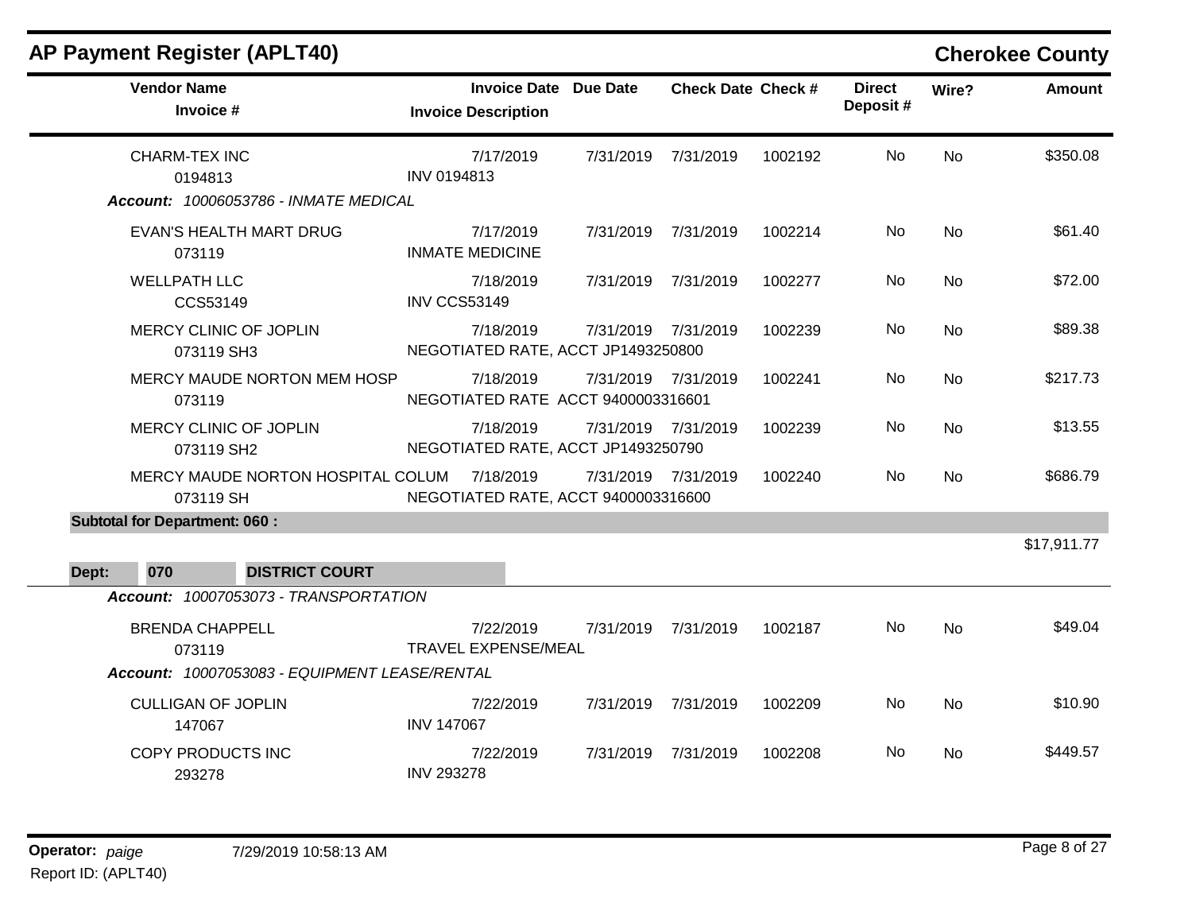## AP Payment Register (APLT40)

**Cherokee County**

| Vendor Name / Invoice # | Invoice Date / Invoice Description | Due Date | Check Date | Check # | Direct Deposit # | Wire? | Amount |
|---|---|---|---|---|---|---|---|
| CHARM-TEX INC<br>0194813 | 7/17/2019<br>INV 0194813 | 7/31/2019 | 7/31/2019 | 1002192 | No | No | $350.08 |
| ***Account: 10006053786 - INMATE MEDICAL*** | | | | | | | |
| EVAN'S HEALTH MART DRUG<br>073119 | 7/17/2019<br>INMATE MEDICINE | 7/31/2019 | 7/31/2019 | 1002214 | No | No | $61.40 |
| WELLPATH LLC<br>CCS53149 | 7/18/2019<br>INV CCS53149 | 7/31/2019 | 7/31/2019 | 1002277 | No | No | $72.00 |
| MERCY CLINIC OF JOPLIN<br>073119 SH3 | 7/18/2019<br>NEGOTIATED RATE, ACCT JP1493250800 | 7/31/2019 | 7/31/2019 | 1002239 | No | No | $89.38 |
| MERCY MAUDE NORTON MEM HOSP<br>073119 | 7/18/2019<br>NEGOTIATED RATE ACCT 9400003316601 | 7/31/2019 | 7/31/2019 | 1002241 | No | No | $217.73 |
| MERCY CLINIC OF JOPLIN<br>073119 SH2 | 7/18/2019<br>NEGOTIATED RATE, ACCT JP1493250790 | 7/31/2019 | 7/31/2019 | 1002239 | No | No | $13.55 |
| MERCY MAUDE NORTON HOSPITAL COLUM<br>073119 SH | 7/18/2019<br>NEGOTIATED RATE, ACCT 9400003316600 | 7/31/2019 | 7/31/2019 | 1002240 | No | No | $686.79 |
| **Subtotal for Department: 060 :** | | | | | | | $17,911.77 |
| **Dept: 070 DISTRICT COURT** | | | | | | | |
| ***Account: 10007053073 - TRANSPORTATION*** | | | | | | | |
| BRENDA CHAPPELL<br>073119 | 7/22/2019<br>TRAVEL EXPENSE/MEAL | 7/31/2019 | 7/31/2019 | 1002187 | No | No | $49.04 |
| ***Account: 10007053083 - EQUIPMENT LEASE/RENTAL*** | | | | | | | |
| CULLIGAN OF JOPLIN<br>147067 | 7/22/2019<br>INV 147067 | 7/31/2019 | 7/31/2019 | 1002209 | No | No | $10.90 |
| COPY PRODUCTS INC<br>293278 | 7/22/2019<br>INV 293278 | 7/31/2019 | 7/31/2019 | 1002208 | No | No | $449.57 |

**Operator:** *paige* 7/29/2019 10:58:13 AM

Report ID: (APLT40)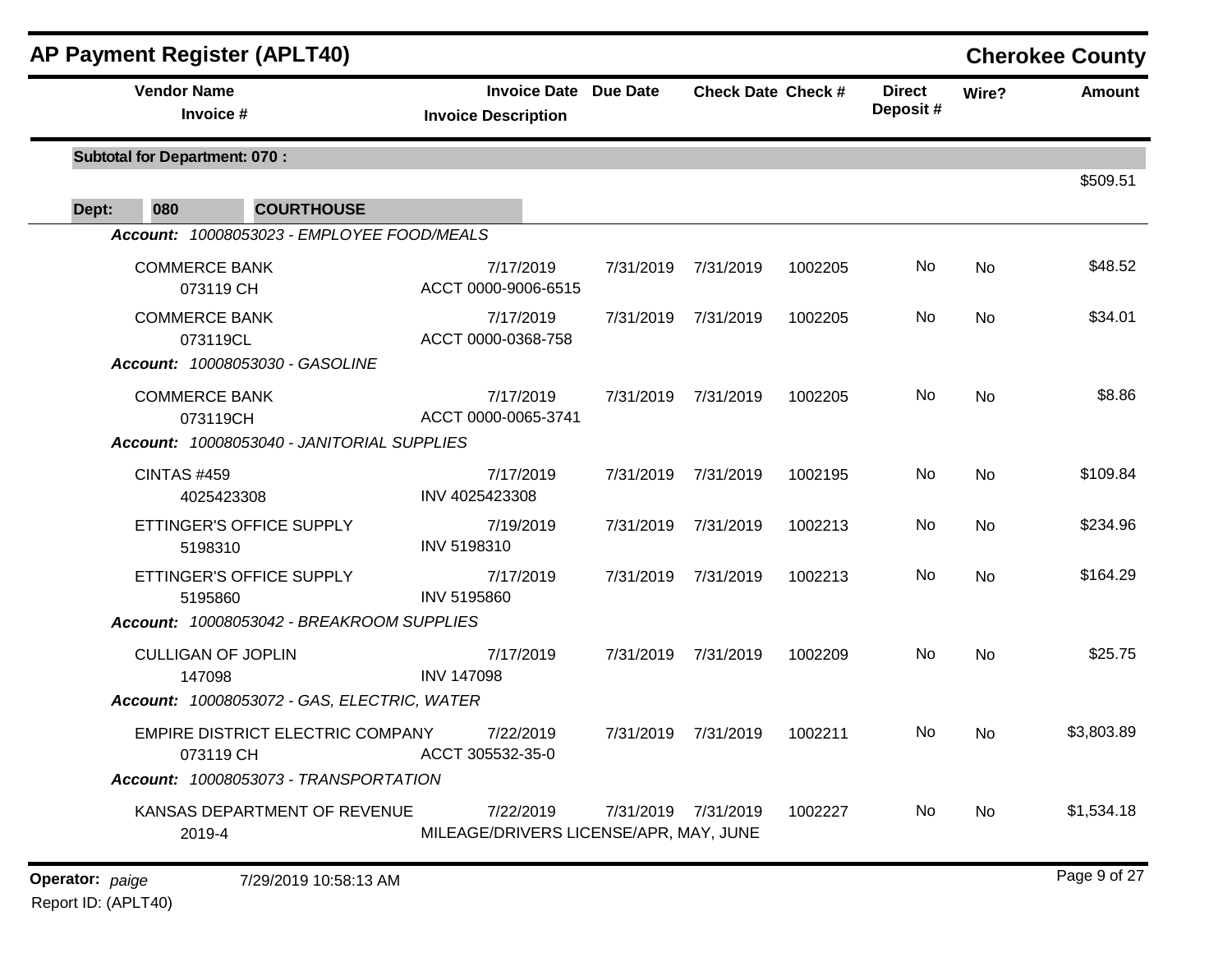## AP Payment Register (APLT40)

**Cherokee County**

| Vendor Name / Invoice # | Invoice Date / Invoice Description | Due Date | Check Date | Check # | Direct Deposit # | Wire? | Amount |
|---|---|---|---|---|---|---|---|
| **Subtotal for Department: 070 :** | | | | | | | $509.51 |
| **Dept: 080 COURTHOUSE** | | | | | | | |
| ***Account: 10008053023 - EMPLOYEE FOOD/MEALS*** | | | | | | | |
| COMMERCE BANK<br>073119 CH | 7/17/2019<br>ACCT 0000-9006-6515 | 7/31/2019 | 7/31/2019 | 1002205 | No | No | $48.52 |
| COMMERCE BANK<br>073119CL | 7/17/2019<br>ACCT 0000-0368-758 | 7/31/2019 | 7/31/2019 | 1002205 | No | No | $34.01 |
| ***Account: 10008053030 - GASOLINE*** | | | | | | | |
| COMMERCE BANK<br>073119CH | 7/17/2019<br>ACCT 0000-0065-3741 | 7/31/2019 | 7/31/2019 | 1002205 | No | No | $8.86 |
| ***Account: 10008053040 - JANITORIAL SUPPLIES*** | | | | | | | |
| CINTAS #459<br>4025423308 | 7/17/2019<br>INV 4025423308 | 7/31/2019 | 7/31/2019 | 1002195 | No | No | $109.84 |
| ETTINGER'S OFFICE SUPPLY<br>5198310 | 7/19/2019<br>INV 5198310 | 7/31/2019 | 7/31/2019 | 1002213 | No | No | $234.96 |
| ETTINGER'S OFFICE SUPPLY<br>5195860 | 7/17/2019<br>INV 5195860 | 7/31/2019 | 7/31/2019 | 1002213 | No | No | $164.29 |
| ***Account: 10008053042 - BREAKROOM SUPPLIES*** | | | | | | | |
| CULLIGAN OF JOPLIN<br>147098 | 7/17/2019<br>INV 147098 | 7/31/2019 | 7/31/2019 | 1002209 | No | No | $25.75 |
| ***Account: 10008053072 - GAS, ELECTRIC, WATER*** | | | | | | | |
| EMPIRE DISTRICT ELECTRIC COMPANY<br>073119 CH | 7/22/2019<br>ACCT 305532-35-0 | 7/31/2019 | 7/31/2019 | 1002211 | No | No | $3,803.89 |
| ***Account: 10008053073 - TRANSPORTATION*** | | | | | | | |
| KANSAS DEPARTMENT OF REVENUE<br>2019-4 | 7/22/2019<br>MILEAGE/DRIVERS LICENSE/APR, MAY, JUNE | 7/31/2019 | 7/31/2019 | 1002227 | No | No | $1,534.18 |

**Operator:** *paige* 7/29/2019 10:58:13 AM

Report ID: (APLT40)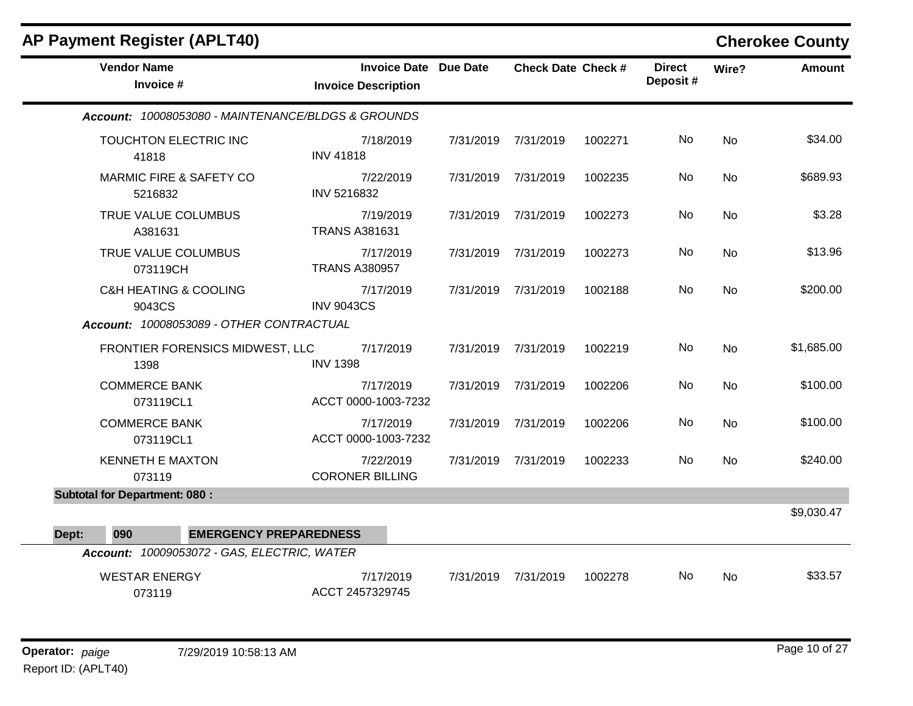## AP Payment Register (APLT40)

**Cherokee County**

| Vendor Name / Invoice # | Invoice Date / Invoice Description | Due Date | Check Date | Check # | Direct Deposit # | Wire? | Amount |
|---|---|---|---|---|---|---|---|
| ***Account:** 10008053080 - MAINTENANCE/BLDGS & GROUNDS* | | | | | | | |
| TOUCHTON ELECTRIC INC<br>41818 | 7/18/2019<br>INV 41818 | 7/31/2019 | 7/31/2019 | 1002271 | No | No | $34.00 |
| MARMIC FIRE & SAFETY CO<br>5216832 | 7/22/2019<br>INV 5216832 | 7/31/2019 | 7/31/2019 | 1002235 | No | No | $689.93 |
| TRUE VALUE COLUMBUS<br>A381631 | 7/19/2019<br>TRANS A381631 | 7/31/2019 | 7/31/2019 | 1002273 | No | No | $3.28 |
| TRUE VALUE COLUMBUS<br>073119CH | 7/17/2019<br>TRANS A380957 | 7/31/2019 | 7/31/2019 | 1002273 | No | No | $13.96 |
| C&H HEATING & COOLING<br>9043CS | 7/17/2019<br>INV 9043CS | 7/31/2019 | 7/31/2019 | 1002188 | No | No | $200.00 |
| ***Account:** 10008053089 - OTHER CONTRACTUAL* | | | | | | | |
| FRONTIER FORENSICS MIDWEST, LLC<br>1398 | 7/17/2019<br>INV 1398 | 7/31/2019 | 7/31/2019 | 1002219 | No | No | $1,685.00 |
| COMMERCE BANK<br>073119CL1 | 7/17/2019<br>ACCT 0000-1003-7232 | 7/31/2019 | 7/31/2019 | 1002206 | No | No | $100.00 |
| COMMERCE BANK<br>073119CL1 | 7/17/2019<br>ACCT 0000-1003-7232 | 7/31/2019 | 7/31/2019 | 1002206 | No | No | $100.00 |
| KENNETH E MAXTON<br>073119 | 7/22/2019<br>CORONER BILLING | 7/31/2019 | 7/31/2019 | 1002233 | No | No | $240.00 |
| **Subtotal for Department: 080 :** | | | | | | | $9,030.47 |

**Dept: 090 EMERGENCY PREPAREDNESS**

| Vendor Name / Invoice # | Invoice Date / Invoice Description | Due Date | Check Date | Check # | Direct Deposit # | Wire? | Amount |
|---|---|---|---|---|---|---|---|
| ***Account:** 10009053072 - GAS, ELECTRIC, WATER* | | | | | | | |
| WESTAR ENERGY<br>073119 | 7/17/2019<br>ACCT 2457329745 | 7/31/2019 | 7/31/2019 | 1002278 | No | No | $33.57 |

**Operator:** *paige* 7/29/2019 10:58:13 AM

Report ID: (APLT40)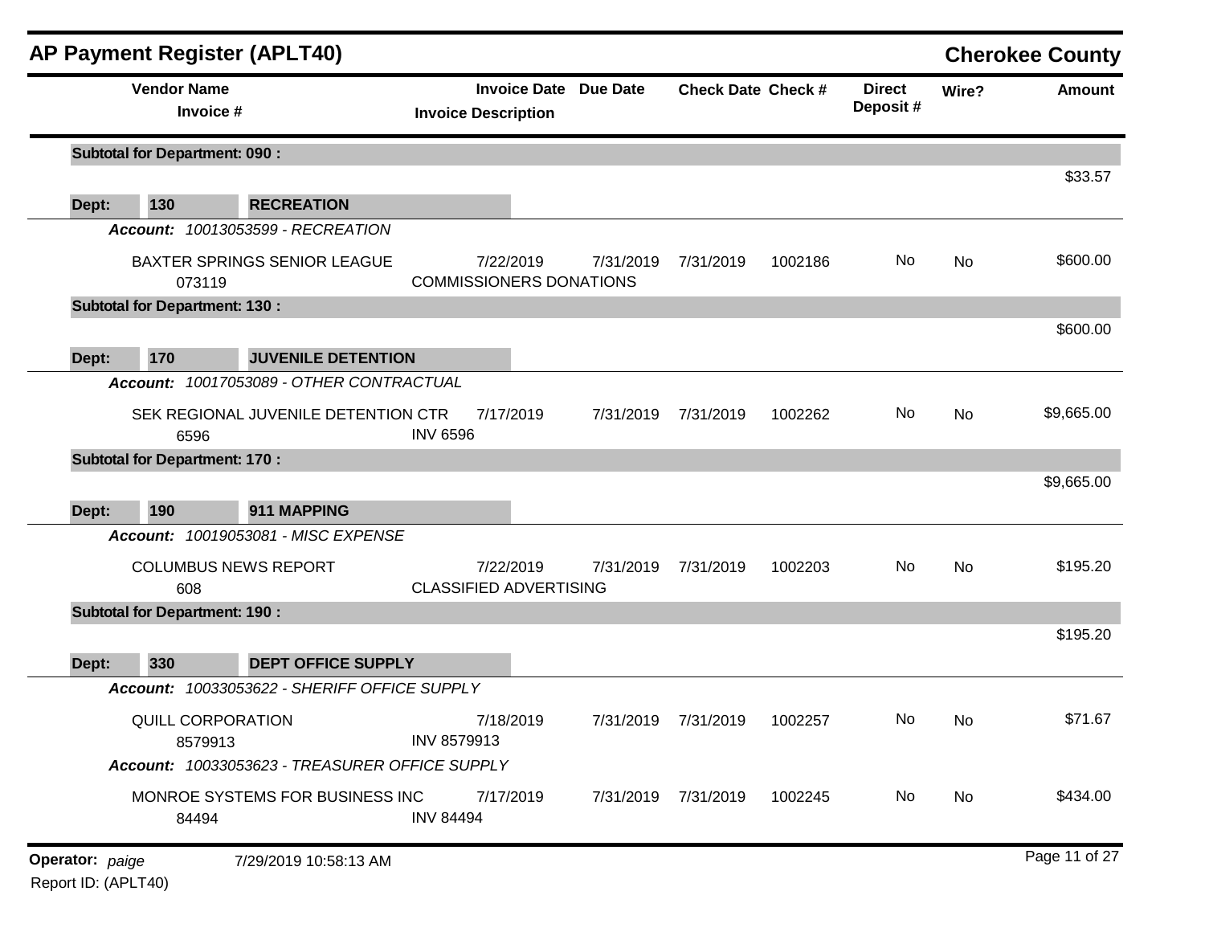## AP Payment Register (APLT40)

**Cherokee County**

| Vendor Name / Invoice # | Invoice Date / Invoice Description | Due Date | Check Date | Check # | Direct Deposit # | Wire? | Amount |
|---|---|---|---|---|---|---|---|
| **Subtotal for Department: 090 :** | | | | | | | $33.57 |
| **Dept: 130 RECREATION** | | | | | | | |
| *Account: 10013053599 - RECREATION* | | | | | | | |
| BAXTER SPRINGS SENIOR LEAGUE 073119 | 7/22/2019 COMMISSIONERS DONATIONS | 7/31/2019 | 7/31/2019 | 1002186 | No | No | $600.00 |
| **Subtotal for Department: 130 :** | | | | | | | $600.00 |
| **Dept: 170 JUVENILE DETENTION** | | | | | | | |
| *Account: 10017053089 - OTHER CONTRACTUAL* | | | | | | | |
| SEK REGIONAL JUVENILE DETENTION CTR 6596 | 7/17/2019 INV 6596 | 7/31/2019 | 7/31/2019 | 1002262 | No | No | $9,665.00 |
| **Subtotal for Department: 170 :** | | | | | | | $9,665.00 |
| **Dept: 190 911 MAPPING** | | | | | | | |
| *Account: 10019053081 - MISC EXPENSE* | | | | | | | |
| COLUMBUS NEWS REPORT 608 | 7/22/2019 CLASSIFIED ADVERTISING | 7/31/2019 | 7/31/2019 | 1002203 | No | No | $195.20 |
| **Subtotal for Department: 190 :** | | | | | | | $195.20 |
| **Dept: 330 DEPT OFFICE SUPPLY** | | | | | | | |
| *Account: 10033053622 - SHERIFF OFFICE SUPPLY* | | | | | | | |
| QUILL CORPORATION 8579913 | 7/18/2019 INV 8579913 | 7/31/2019 | 7/31/2019 | 1002257 | No | No | $71.67 |
| *Account: 10033053623 - TREASURER OFFICE SUPPLY* | | | | | | | |
| MONROE SYSTEMS FOR BUSINESS INC 84494 | 7/17/2019 INV 84494 | 7/31/2019 | 7/31/2019 | 1002245 | No | No | $434.00 |

**Operator:** *paige* 7/29/2019 10:58:13 AM

Report ID: (APLT40)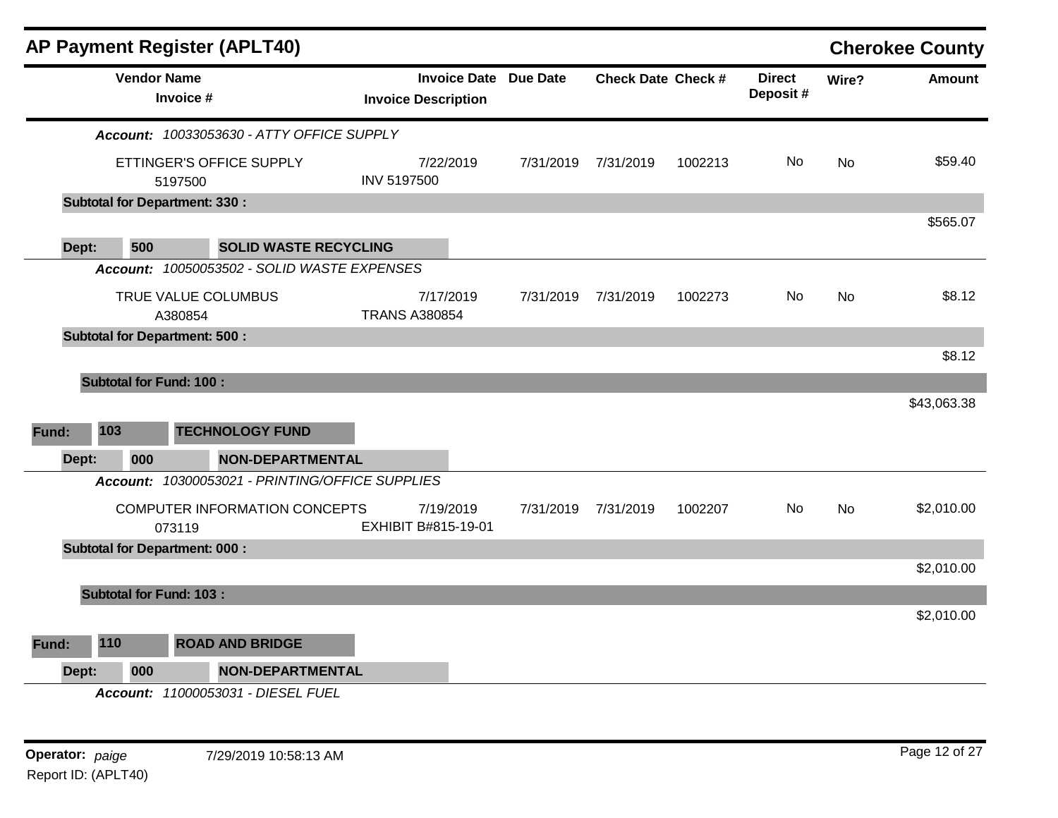## AP Payment Register (APLT40)

**Cherokee County**

| Vendor Name / Invoice # | Invoice Date / Invoice Description | Due Date | Check Date | Check # | Direct Deposit # | Wire? | Amount |
|---|---|---|---|---|---|---|---|
| ***Account:*** *10033053630 - ATTY OFFICE SUPPLY* | | | | | | | |
| ETTINGER'S OFFICE SUPPLY<br>5197500 | 7/22/2019<br>INV 5197500 | 7/31/2019 | 7/31/2019 | 1002213 | No | No | $59.40 |
| **Subtotal for Department: 330 :** | | | | | | | $565.07 |
| **Dept: 500 SOLID WASTE RECYCLING** | | | | | | | |
| ***Account:*** *10050053502 - SOLID WASTE EXPENSES* | | | | | | | |
| TRUE VALUE COLUMBUS<br>A380854 | 7/17/2019<br>TRANS A380854 | 7/31/2019 | 7/31/2019 | 1002273 | No | No | $8.12 |
| **Subtotal for Department: 500 :** | | | | | | | $8.12 |
| **Subtotal for Fund: 100 :** | | | | | | | $43,063.38 |
| **Fund: 103 TECHNOLOGY FUND** | | | | | | | |
| **Dept: 000 NON-DEPARTMENTAL** | | | | | | | |
| ***Account:*** *10300053021 - PRINTING/OFFICE SUPPLIES* | | | | | | | |
| COMPUTER INFORMATION CONCEPTS<br>073119 | 7/19/2019<br>EXHIBIT B#815-19-01 | 7/31/2019 | 7/31/2019 | 1002207 | No | No | $2,010.00 |
| **Subtotal for Department: 000 :** | | | | | | | $2,010.00 |
| **Subtotal for Fund: 103 :** | | | | | | | $2,010.00 |
| **Fund: 110 ROAD AND BRIDGE** | | | | | | | |
| **Dept: 000 NON-DEPARTMENTAL** | | | | | | | |
| ***Account:*** *11000053031 - DIESEL FUEL* | | | | | | | |

**Operator:** *paige* 7/29/2019 10:58:13 AM

Report ID: (APLT40)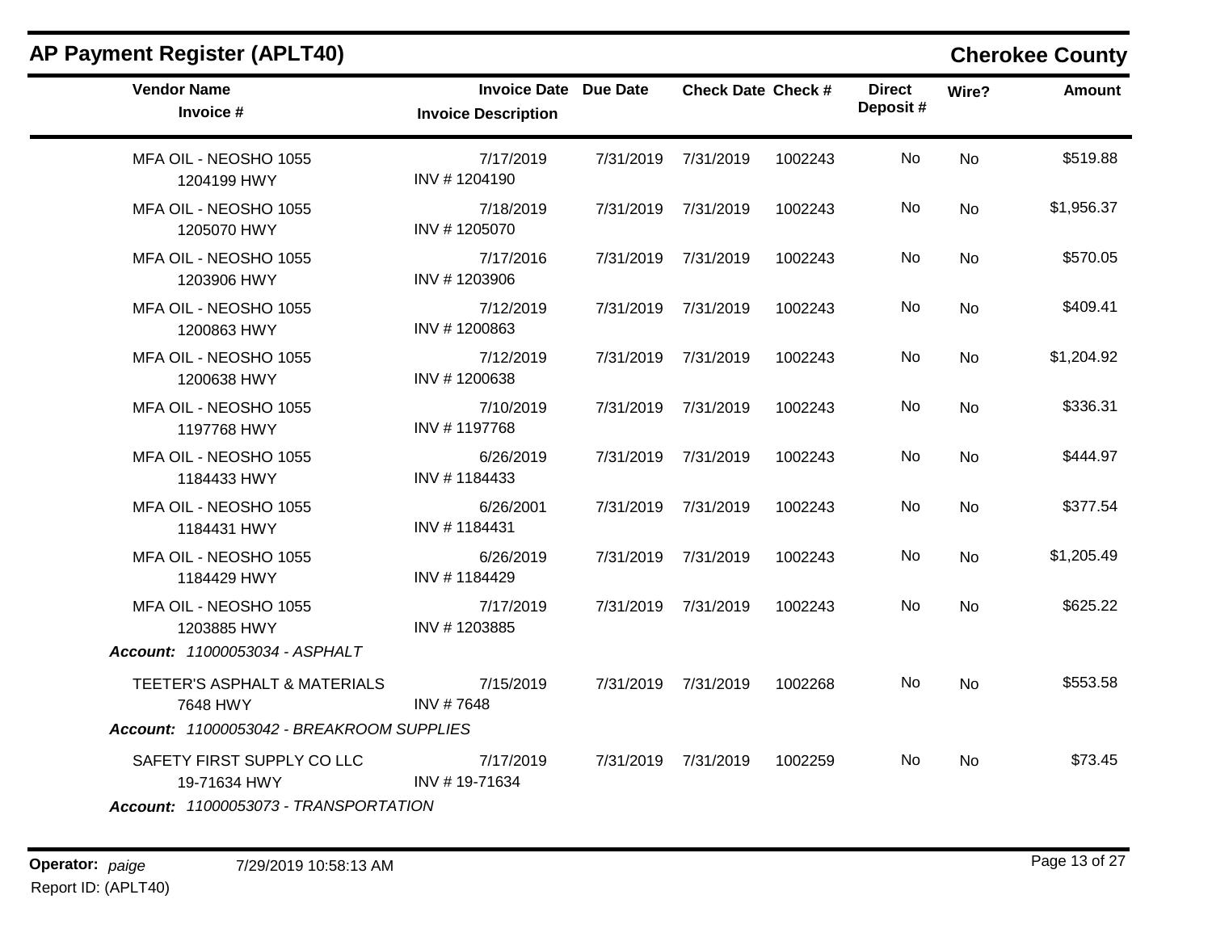## AP Payment Register (APLT40)

**Cherokee County**

| Vendor Name / Invoice # | Invoice Date / Invoice Description | Due Date | Check Date | Check # | Direct Deposit # | Wire? | Amount |
|---|---|---|---|---|---|---|---|
| MFA OIL - NEOSHO 1055<br>1204199 HWY | 7/17/2019<br>INV # 1204190 | 7/31/2019 | 7/31/2019 | 1002243 | No | No | $519.88 |
| MFA OIL - NEOSHO 1055<br>1205070 HWY | 7/18/2019<br>INV # 1205070 | 7/31/2019 | 7/31/2019 | 1002243 | No | No | $1,956.37 |
| MFA OIL - NEOSHO 1055<br>1203906 HWY | 7/17/2016<br>INV # 1203906 | 7/31/2019 | 7/31/2019 | 1002243 | No | No | $570.05 |
| MFA OIL - NEOSHO 1055<br>1200863 HWY | 7/12/2019<br>INV # 1200863 | 7/31/2019 | 7/31/2019 | 1002243 | No | No | $409.41 |
| MFA OIL - NEOSHO 1055<br>1200638 HWY | 7/12/2019<br>INV # 1200638 | 7/31/2019 | 7/31/2019 | 1002243 | No | No | $1,204.92 |
| MFA OIL - NEOSHO 1055<br>1197768 HWY | 7/10/2019<br>INV # 1197768 | 7/31/2019 | 7/31/2019 | 1002243 | No | No | $336.31 |
| MFA OIL - NEOSHO 1055<br>1184433 HWY | 6/26/2019<br>INV # 1184433 | 7/31/2019 | 7/31/2019 | 1002243 | No | No | $444.97 |
| MFA OIL - NEOSHO 1055<br>1184431 HWY | 6/26/2001<br>INV # 1184431 | 7/31/2019 | 7/31/2019 | 1002243 | No | No | $377.54 |
| MFA OIL - NEOSHO 1055<br>1184429 HWY | 6/26/2019<br>INV # 1184429 | 7/31/2019 | 7/31/2019 | 1002243 | No | No | $1,205.49 |
| MFA OIL - NEOSHO 1055<br>1203885 HWY | 7/17/2019<br>INV # 1203885 | 7/31/2019 | 7/31/2019 | 1002243 | No | No | $625.22 |
| ***Account:*** *11000053034 - ASPHALT* | | | | | | | |
| TEETER'S ASPHALT & MATERIALS<br>7648 HWY | 7/15/2019<br>INV # 7648 | 7/31/2019 | 7/31/2019 | 1002268 | No | No | $553.58 |
| ***Account:*** *11000053042 - BREAKROOM SUPPLIES* | | | | | | | |
| SAFETY FIRST SUPPLY CO LLC<br>19-71634 HWY | 7/17/2019<br>INV # 19-71634 | 7/31/2019 | 7/31/2019 | 1002259 | No | No | $73.45 |
| ***Account:*** *11000053073 - TRANSPORTATION* | | | | | | | |

**Operator:** *paige* 7/29/2019 10:58:13 AM
Report ID: (APLT40)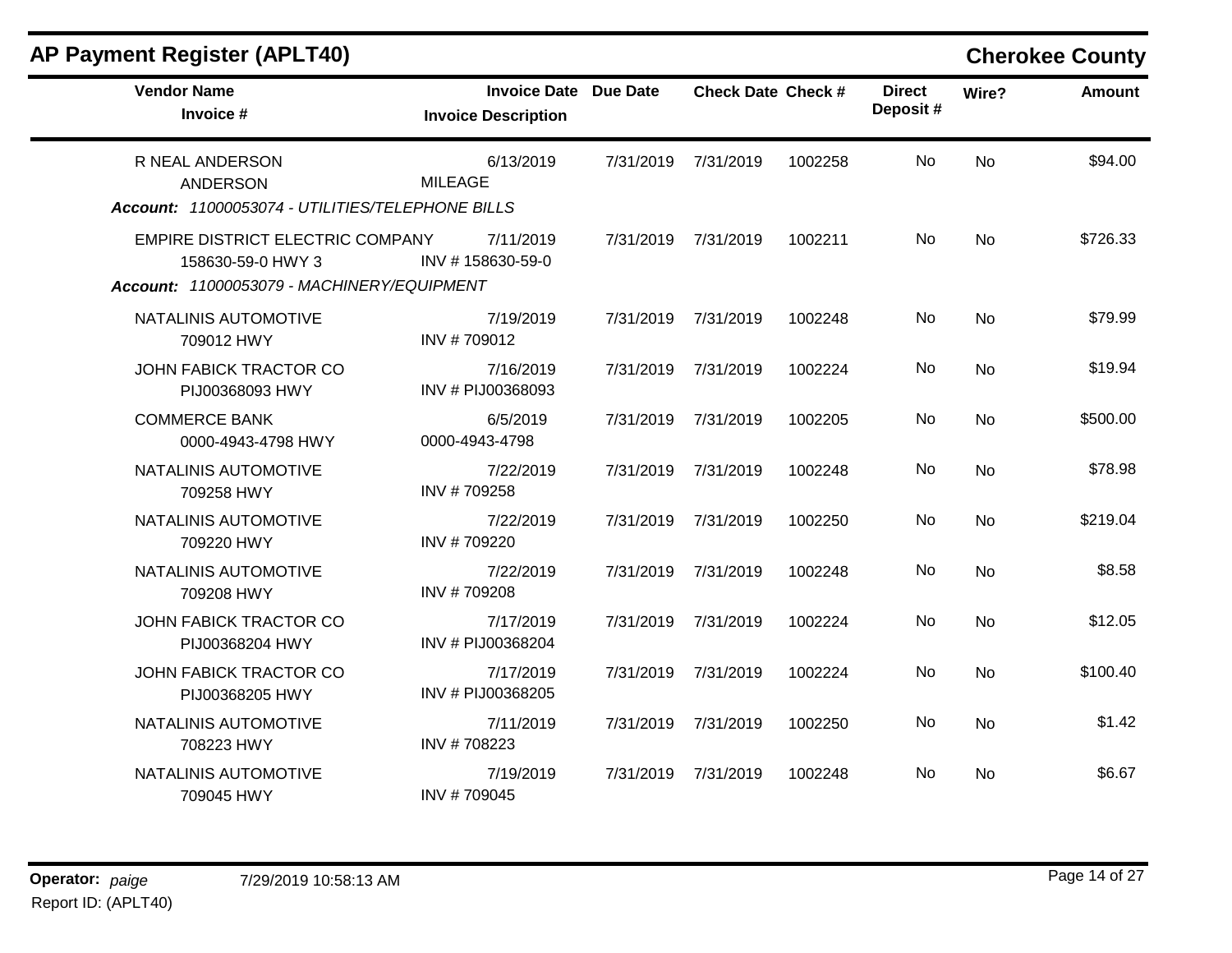## AP Payment Register (APLT40)

**Cherokee County**

| Vendor Name / Invoice # | Invoice Date / Invoice Description | Due Date | Check Date | Check # | Direct Deposit # | Wire? | Amount |
|---|---|---|---|---|---|---|---|
| R NEAL ANDERSON<br>ANDERSON | 6/13/2019<br>MILEAGE | 7/31/2019 | 7/31/2019 | 1002258 | No | No | $94.00 |
| ***Account:*** *11000053074 - UTILITIES/TELEPHONE BILLS* | | | | | | | |
| EMPIRE DISTRICT ELECTRIC COMPANY<br>158630-59-0 HWY 3 | 7/11/2019<br>INV # 158630-59-0 | 7/31/2019 | 7/31/2019 | 1002211 | No | No | $726.33 |
| ***Account:*** *11000053079 - MACHINERY/EQUIPMENT* | | | | | | | |
| NATALINIS AUTOMOTIVE<br>709012 HWY | 7/19/2019<br>INV # 709012 | 7/31/2019 | 7/31/2019 | 1002248 | No | No | $79.99 |
| JOHN FABICK TRACTOR CO<br>PIJ00368093 HWY | 7/16/2019<br>INV # PIJ00368093 | 7/31/2019 | 7/31/2019 | 1002224 | No | No | $19.94 |
| COMMERCE BANK<br>0000-4943-4798 HWY | 6/5/2019<br>0000-4943-4798 | 7/31/2019 | 7/31/2019 | 1002205 | No | No | $500.00 |
| NATALINIS AUTOMOTIVE<br>709258 HWY | 7/22/2019<br>INV # 709258 | 7/31/2019 | 7/31/2019 | 1002248 | No | No | $78.98 |
| NATALINIS AUTOMOTIVE<br>709220 HWY | 7/22/2019<br>INV # 709220 | 7/31/2019 | 7/31/2019 | 1002250 | No | No | $219.04 |
| NATALINIS AUTOMOTIVE<br>709208 HWY | 7/22/2019<br>INV # 709208 | 7/31/2019 | 7/31/2019 | 1002248 | No | No | $8.58 |
| JOHN FABICK TRACTOR CO<br>PIJ00368204 HWY | 7/17/2019<br>INV # PIJ00368204 | 7/31/2019 | 7/31/2019 | 1002224 | No | No | $12.05 |
| JOHN FABICK TRACTOR CO<br>PIJ00368205 HWY | 7/17/2019<br>INV # PIJ00368205 | 7/31/2019 | 7/31/2019 | 1002224 | No | No | $100.40 |
| NATALINIS AUTOMOTIVE<br>708223 HWY | 7/11/2019<br>INV # 708223 | 7/31/2019 | 7/31/2019 | 1002250 | No | No | $1.42 |
| NATALINIS AUTOMOTIVE<br>709045 HWY | 7/19/2019<br>INV # 709045 | 7/31/2019 | 7/31/2019 | 1002248 | No | No | $6.67 |

**Operator:** *paige* 7/29/2019 10:58:13 AM

Report ID: (APLT40)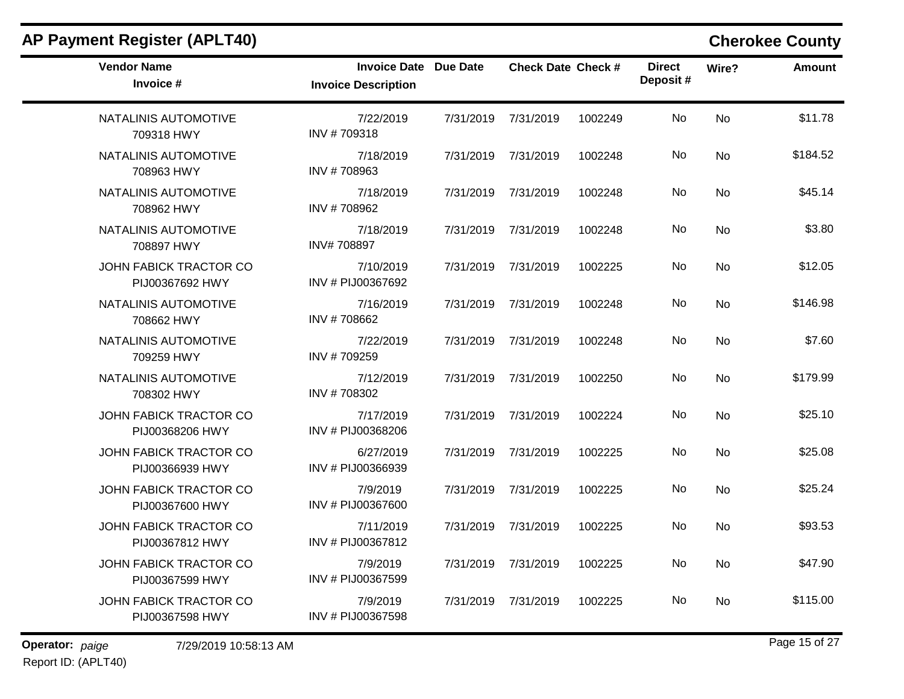## AP Payment Register (APLT40)

**Cherokee County**

| Vendor Name / Invoice # | Invoice Date / Invoice Description | Due Date | Check Date | Check # | Direct Deposit # | Wire? | Amount |
|---|---|---|---|---|---|---|---|
| NATALINIS AUTOMOTIVE<br>709318 HWY | 7/22/2019<br>INV # 709318 | 7/31/2019 | 7/31/2019 | 1002249 | No | No | $11.78 |
| NATALINIS AUTOMOTIVE<br>708963 HWY | 7/18/2019<br>INV # 708963 | 7/31/2019 | 7/31/2019 | 1002248 | No | No | $184.52 |
| NATALINIS AUTOMOTIVE<br>708962 HWY | 7/18/2019<br>INV # 708962 | 7/31/2019 | 7/31/2019 | 1002248 | No | No | $45.14 |
| NATALINIS AUTOMOTIVE<br>708897 HWY | 7/18/2019<br>INV# 708897 | 7/31/2019 | 7/31/2019 | 1002248 | No | No | $3.80 |
| JOHN FABICK TRACTOR CO<br>PIJ00367692 HWY | 7/10/2019<br>INV # PIJ00367692 | 7/31/2019 | 7/31/2019 | 1002225 | No | No | $12.05 |
| NATALINIS AUTOMOTIVE<br>708662 HWY | 7/16/2019<br>INV # 708662 | 7/31/2019 | 7/31/2019 | 1002248 | No | No | $146.98 |
| NATALINIS AUTOMOTIVE<br>709259 HWY | 7/22/2019<br>INV # 709259 | 7/31/2019 | 7/31/2019 | 1002248 | No | No | $7.60 |
| NATALINIS AUTOMOTIVE<br>708302 HWY | 7/12/2019<br>INV # 708302 | 7/31/2019 | 7/31/2019 | 1002250 | No | No | $179.99 |
| JOHN FABICK TRACTOR CO<br>PIJ00368206 HWY | 7/17/2019<br>INV # PIJ00368206 | 7/31/2019 | 7/31/2019 | 1002224 | No | No | $25.10 |
| JOHN FABICK TRACTOR CO<br>PIJ00366939 HWY | 6/27/2019<br>INV # PIJ00366939 | 7/31/2019 | 7/31/2019 | 1002225 | No | No | $25.08 |
| JOHN FABICK TRACTOR CO<br>PIJ00367600 HWY | 7/9/2019<br>INV # PIJ00367600 | 7/31/2019 | 7/31/2019 | 1002225 | No | No | $25.24 |
| JOHN FABICK TRACTOR CO<br>PIJ00367812 HWY | 7/11/2019<br>INV # PIJ00367812 | 7/31/2019 | 7/31/2019 | 1002225 | No | No | $93.53 |
| JOHN FABICK TRACTOR CO<br>PIJ00367599 HWY | 7/9/2019<br>INV # PIJ00367599 | 7/31/2019 | 7/31/2019 | 1002225 | No | No | $47.90 |
| JOHN FABICK TRACTOR CO<br>PIJ00367598 HWY | 7/9/2019<br>INV # PIJ00367598 | 7/31/2019 | 7/31/2019 | 1002225 | No | No | $115.00 |

**Operator:** *paige* 7/29/2019 10:58:13 AM

Report ID: (APLT40)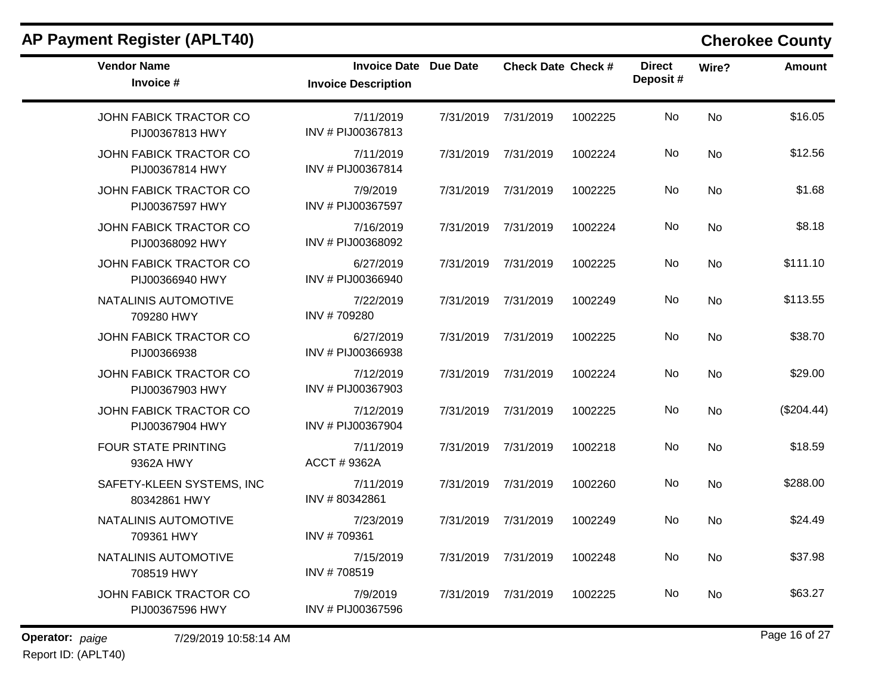## AP Payment Register (APLT40)

**Cherokee County**

| Vendor Name / Invoice # | Invoice Date / Invoice Description | Due Date | Check Date | Check # | Direct Deposit # | Wire? | Amount |
|---|---|---|---|---|---|---|---|
| JOHN FABICK TRACTOR CO<br>PIJ00367813 HWY | 7/11/2019<br>INV # PIJ00367813 | 7/31/2019 | 7/31/2019 | 1002225 | No | No | $16.05 |
| JOHN FABICK TRACTOR CO<br>PIJ00367814 HWY | 7/11/2019<br>INV # PIJ00367814 | 7/31/2019 | 7/31/2019 | 1002224 | No | No | $12.56 |
| JOHN FABICK TRACTOR CO<br>PIJ00367597 HWY | 7/9/2019<br>INV # PIJ00367597 | 7/31/2019 | 7/31/2019 | 1002225 | No | No | $1.68 |
| JOHN FABICK TRACTOR CO<br>PIJ00368092 HWY | 7/16/2019<br>INV # PIJ00368092 | 7/31/2019 | 7/31/2019 | 1002224 | No | No | $8.18 |
| JOHN FABICK TRACTOR CO<br>PIJ00366940 HWY | 6/27/2019<br>INV # PIJ00366940 | 7/31/2019 | 7/31/2019 | 1002225 | No | No | $111.10 |
| NATALINIS AUTOMOTIVE<br>709280 HWY | 7/22/2019<br>INV # 709280 | 7/31/2019 | 7/31/2019 | 1002249 | No | No | $113.55 |
| JOHN FABICK TRACTOR CO<br>PIJ00366938 | 6/27/2019<br>INV # PIJ00366938 | 7/31/2019 | 7/31/2019 | 1002225 | No | No | $38.70 |
| JOHN FABICK TRACTOR CO<br>PIJ00367903 HWY | 7/12/2019<br>INV # PIJ00367903 | 7/31/2019 | 7/31/2019 | 1002224 | No | No | $29.00 |
| JOHN FABICK TRACTOR CO<br>PIJ00367904 HWY | 7/12/2019<br>INV # PIJ00367904 | 7/31/2019 | 7/31/2019 | 1002225 | No | No | ($204.44) |
| FOUR STATE PRINTING<br>9362A HWY | 7/11/2019<br>ACCT # 9362A | 7/31/2019 | 7/31/2019 | 1002218 | No | No | $18.59 |
| SAFETY-KLEEN SYSTEMS, INC<br>80342861 HWY | 7/11/2019<br>INV # 80342861 | 7/31/2019 | 7/31/2019 | 1002260 | No | No | $288.00 |
| NATALINIS AUTOMOTIVE<br>709361 HWY | 7/23/2019<br>INV # 709361 | 7/31/2019 | 7/31/2019 | 1002249 | No | No | $24.49 |
| NATALINIS AUTOMOTIVE<br>708519 HWY | 7/15/2019<br>INV # 708519 | 7/31/2019 | 7/31/2019 | 1002248 | No | No | $37.98 |
| JOHN FABICK TRACTOR CO<br>PIJ00367596 HWY | 7/9/2019<br>INV # PIJ00367596 | 7/31/2019 | 7/31/2019 | 1002225 | No | No | $63.27 |

**Operator:** *paige* 7/29/2019 10:58:14 AM

Report ID: (APLT40)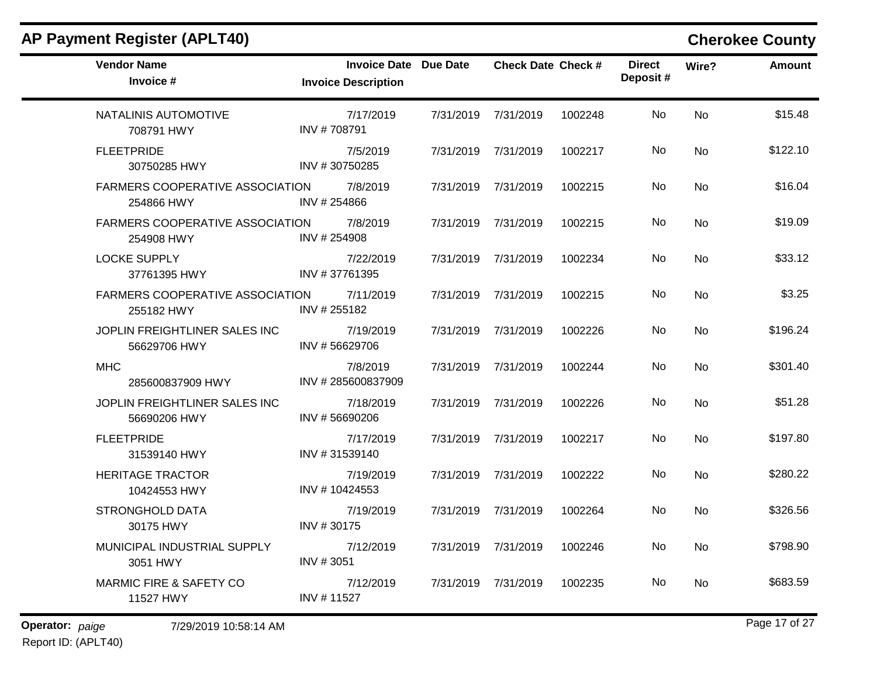## AP Payment Register (APLT40)

**Cherokee County**

| Vendor Name / Invoice # | Invoice Date / Invoice Description | Due Date | Check Date | Check # | Direct Deposit # | Wire? | Amount |
|---|---|---|---|---|---|---|---|
| NATALINIS AUTOMOTIVE<br>708791 HWY | 7/17/2019<br>INV # 708791 | 7/31/2019 | 7/31/2019 | 1002248 | No | No | $15.48 |
| FLEETPRIDE<br>30750285 HWY | 7/5/2019<br>INV # 30750285 | 7/31/2019 | 7/31/2019 | 1002217 | No | No | $122.10 |
| FARMERS COOPERATIVE ASSOCIATION<br>254866 HWY | 7/8/2019<br>INV # 254866 | 7/31/2019 | 7/31/2019 | 1002215 | No | No | $16.04 |
| FARMERS COOPERATIVE ASSOCIATION<br>254908 HWY | 7/8/2019<br>INV # 254908 | 7/31/2019 | 7/31/2019 | 1002215 | No | No | $19.09 |
| LOCKE SUPPLY<br>37761395 HWY | 7/22/2019<br>INV # 37761395 | 7/31/2019 | 7/31/2019 | 1002234 | No | No | $33.12 |
| FARMERS COOPERATIVE ASSOCIATION<br>255182 HWY | 7/11/2019<br>INV # 255182 | 7/31/2019 | 7/31/2019 | 1002215 | No | No | $3.25 |
| JOPLIN FREIGHTLINER SALES INC<br>56629706 HWY | 7/19/2019<br>INV # 56629706 | 7/31/2019 | 7/31/2019 | 1002226 | No | No | $196.24 |
| MHC<br>285600837909 HWY | 7/8/2019<br>INV # 285600837909 | 7/31/2019 | 7/31/2019 | 1002244 | No | No | $301.40 |
| JOPLIN FREIGHTLINER SALES INC<br>56690206 HWY | 7/18/2019<br>INV # 56690206 | 7/31/2019 | 7/31/2019 | 1002226 | No | No | $51.28 |
| FLEETPRIDE<br>31539140 HWY | 7/17/2019<br>INV # 31539140 | 7/31/2019 | 7/31/2019 | 1002217 | No | No | $197.80 |
| HERITAGE TRACTOR<br>10424553 HWY | 7/19/2019<br>INV # 10424553 | 7/31/2019 | 7/31/2019 | 1002222 | No | No | $280.22 |
| STRONGHOLD DATA<br>30175 HWY | 7/19/2019<br>INV # 30175 | 7/31/2019 | 7/31/2019 | 1002264 | No | No | $326.56 |
| MUNICIPAL INDUSTRIAL SUPPLY<br>3051 HWY | 7/12/2019<br>INV # 3051 | 7/31/2019 | 7/31/2019 | 1002246 | No | No | $798.90 |
| MARMIC FIRE & SAFETY CO<br>11527 HWY | 7/12/2019<br>INV # 11527 | 7/31/2019 | 7/31/2019 | 1002235 | No | No | $683.59 |

**Operator:** *paige* 7/29/2019 10:58:14 AM

Report ID: (APLT40)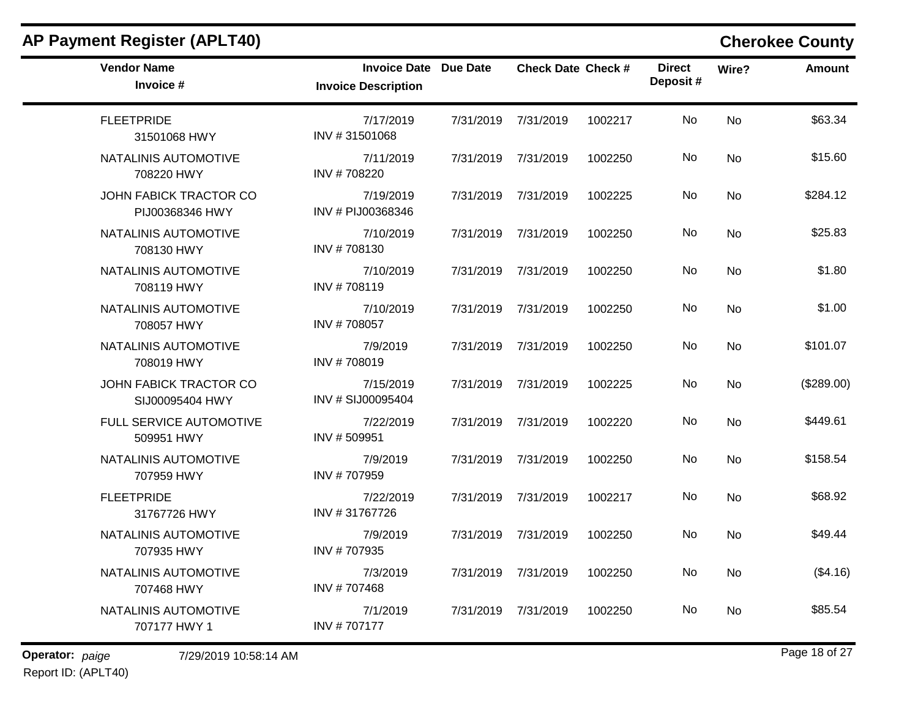## AP Payment Register (APLT40)

**Cherokee County**

| Vendor Name / Invoice # | Invoice Date / Invoice Description | Due Date | Check Date | Check # | Direct Deposit # | Wire? | Amount |
|---|---|---|---|---|---|---|---|
| FLEETPRIDE<br>31501068 HWY | 7/17/2019<br>INV # 31501068 | 7/31/2019 | 7/31/2019 | 1002217 | No | No | $63.34 |
| NATALINIS AUTOMOTIVE<br>708220 HWY | 7/11/2019<br>INV # 708220 | 7/31/2019 | 7/31/2019 | 1002250 | No | No | $15.60 |
| JOHN FABICK TRACTOR CO<br>PIJ00368346 HWY | 7/19/2019<br>INV # PIJ00368346 | 7/31/2019 | 7/31/2019 | 1002225 | No | No | $284.12 |
| NATALINIS AUTOMOTIVE<br>708130 HWY | 7/10/2019<br>INV # 708130 | 7/31/2019 | 7/31/2019 | 1002250 | No | No | $25.83 |
| NATALINIS AUTOMOTIVE<br>708119 HWY | 7/10/2019<br>INV # 708119 | 7/31/2019 | 7/31/2019 | 1002250 | No | No | $1.80 |
| NATALINIS AUTOMOTIVE<br>708057 HWY | 7/10/2019<br>INV # 708057 | 7/31/2019 | 7/31/2019 | 1002250 | No | No | $1.00 |
| NATALINIS AUTOMOTIVE<br>708019 HWY | 7/9/2019<br>INV # 708019 | 7/31/2019 | 7/31/2019 | 1002250 | No | No | $101.07 |
| JOHN FABICK TRACTOR CO<br>SIJ00095404 HWY | 7/15/2019<br>INV # SIJ00095404 | 7/31/2019 | 7/31/2019 | 1002225 | No | No | ($289.00) |
| FULL SERVICE AUTOMOTIVE<br>509951 HWY | 7/22/2019<br>INV # 509951 | 7/31/2019 | 7/31/2019 | 1002220 | No | No | $449.61 |
| NATALINIS AUTOMOTIVE<br>707959 HWY | 7/9/2019<br>INV # 707959 | 7/31/2019 | 7/31/2019 | 1002250 | No | No | $158.54 |
| FLEETPRIDE<br>31767726 HWY | 7/22/2019<br>INV # 31767726 | 7/31/2019 | 7/31/2019 | 1002217 | No | No | $68.92 |
| NATALINIS AUTOMOTIVE<br>707935 HWY | 7/9/2019<br>INV # 707935 | 7/31/2019 | 7/31/2019 | 1002250 | No | No | $49.44 |
| NATALINIS AUTOMOTIVE<br>707468 HWY | 7/3/2019<br>INV # 707468 | 7/31/2019 | 7/31/2019 | 1002250 | No | No | ($4.16) |
| NATALINIS AUTOMOTIVE<br>707177 HWY 1 | 7/1/2019<br>INV # 707177 | 7/31/2019 | 7/31/2019 | 1002250 | No | No | $85.54 |

**Operator:** *paige* 7/29/2019 10:58:14 AM

Report ID: (APLT40)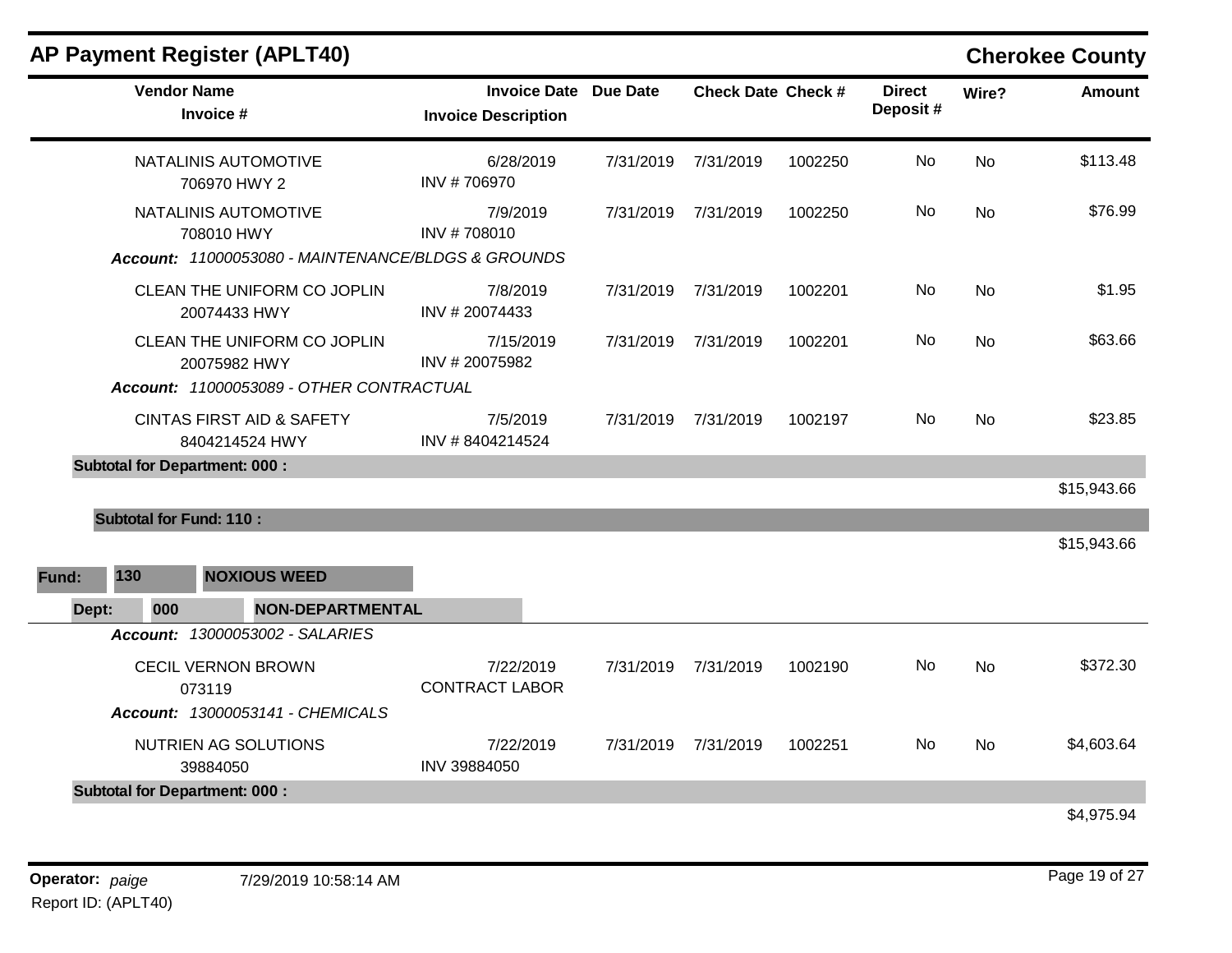## AP Payment Register (APLT40) — Cherokee County

| Vendor Name / Invoice # | Invoice Date / Invoice Description | Due Date | Check Date | Check # | Direct Deposit # | Wire? | Amount |
|---|---|---|---|---|---|---|---|
| NATALINIS AUTOMOTIVE<br>706970 HWY 2 | 6/28/2019<br>INV # 706970 | 7/31/2019 | 7/31/2019 | 1002250 | No | No | $113.48 |
| NATALINIS AUTOMOTIVE<br>708010 HWY | 7/9/2019<br>INV # 708010 | 7/31/2019 | 7/31/2019 | 1002250 | No | No | $76.99 |
| ***Account:* 11000053080 - MAINTENANCE/BLDGS & GROUNDS** | | | | | | | |
| CLEAN THE UNIFORM CO JOPLIN<br>20074433 HWY | 7/8/2019<br>INV # 20074433 | 7/31/2019 | 7/31/2019 | 1002201 | No | No | $1.95 |
| CLEAN THE UNIFORM CO JOPLIN<br>20075982 HWY | 7/15/2019<br>INV # 20075982 | 7/31/2019 | 7/31/2019 | 1002201 | No | No | $63.66 |
| ***Account:* 11000053089 - OTHER CONTRACTUAL** | | | | | | | |
| CINTAS FIRST AID & SAFETY<br>8404214524 HWY | 7/5/2019<br>INV # 8404214524 | 7/31/2019 | 7/31/2019 | 1002197 | No | No | $23.85 |
| **Subtotal for Department: 000 :** | | | | | | | $15,943.66 |
| **Subtotal for Fund: 110 :** | | | | | | | $15,943.66 |

**Fund: 130 NOXIOUS WEED**

**Dept: 000 NON-DEPARTMENTAL**

| Vendor Name / Invoice # | Invoice Date / Invoice Description | Due Date | Check Date | Check # | Direct Deposit # | Wire? | Amount |
|---|---|---|---|---|---|---|---|
| ***Account:* 13000053002 - SALARIES** | | | | | | | |
| CECIL VERNON BROWN<br>073119 | 7/22/2019<br>CONTRACT LABOR | 7/31/2019 | 7/31/2019 | 1002190 | No | No | $372.30 |
| ***Account:* 13000053141 - CHEMICALS** | | | | | | | |
| NUTRIEN AG SOLUTIONS<br>39884050 | 7/22/2019<br>INV 39884050 | 7/31/2019 | 7/31/2019 | 1002251 | No | No | $4,603.64 |
| **Subtotal for Department: 000 :** | | | | | | | $4,975.94 |

**Operator:** *paige* 7/29/2019 10:58:14 AM
Report ID: (APLT40)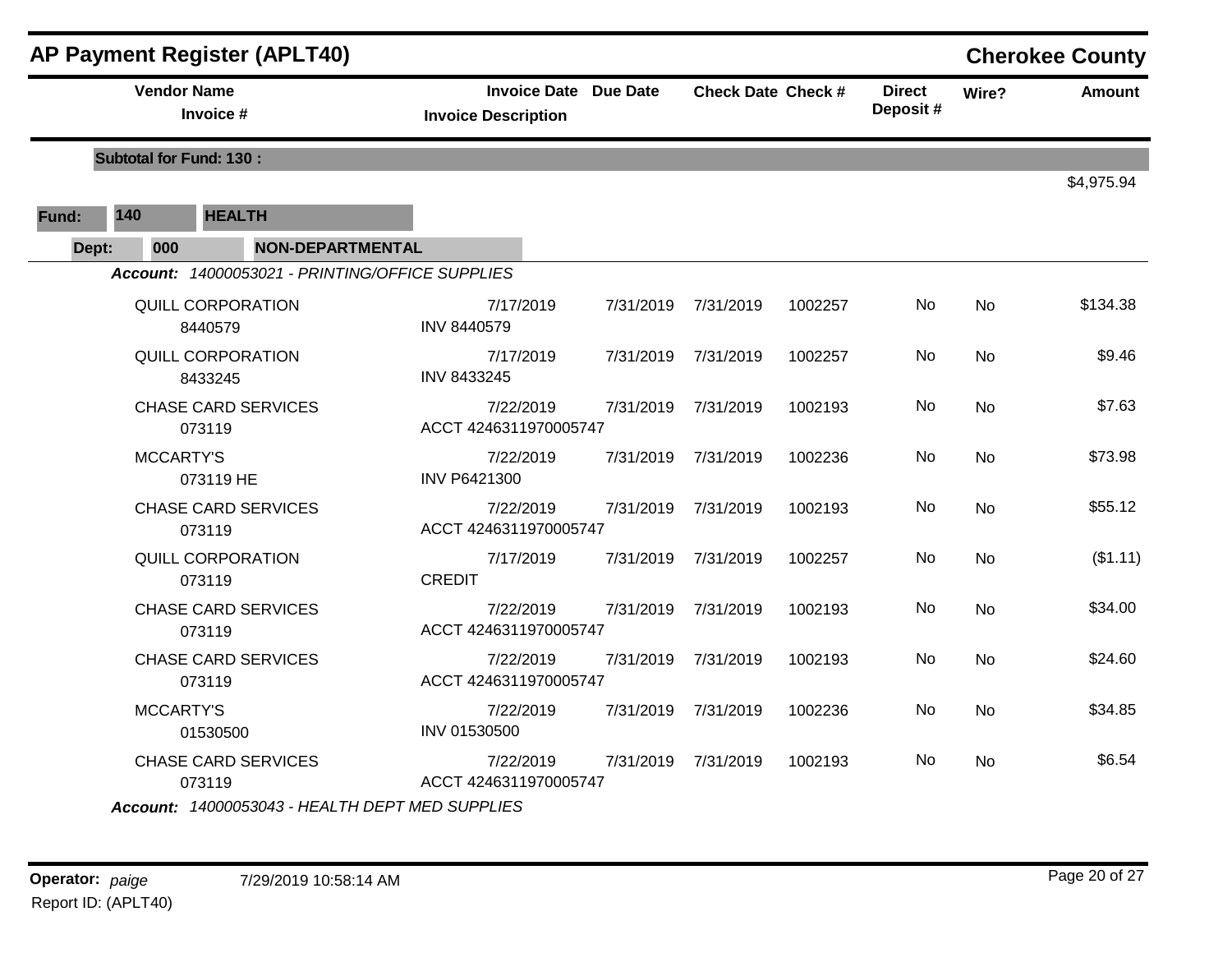## AP Payment Register (APLT40)

**Cherokee County**

| Vendor Name / Invoice # | Invoice Date / Invoice Description | Due Date | Check Date | Check # | Direct Deposit # | Wire? | Amount |
|---|---|---|---|---|---|---|---|
| **Subtotal for Fund: 130 :** | | | | | | | $4,975.94 |

**Fund:** 140 **HEALTH**

**Dept:** 000 **NON-DEPARTMENTAL**

***Account:*** *14000053021 - PRINTING/OFFICE SUPPLIES*

| Vendor Name / Invoice # | Invoice Date / Invoice Description | Due Date | Check Date | Check # | Direct Deposit # | Wire? | Amount |
|---|---|---|---|---|---|---|---|
| QUILL CORPORATION<br>8440579 | 7/17/2019<br>INV 8440579 | 7/31/2019 | 7/31/2019 | 1002257 | No | No | $134.38 |
| QUILL CORPORATION<br>8433245 | 7/17/2019<br>INV 8433245 | 7/31/2019 | 7/31/2019 | 1002257 | No | No | $9.46 |
| CHASE CARD SERVICES<br>073119 | 7/22/2019<br>ACCT 4246311970005747 | 7/31/2019 | 7/31/2019 | 1002193 | No | No | $7.63 |
| MCCARTY'S<br>073119 HE | 7/22/2019<br>INV P6421300 | 7/31/2019 | 7/31/2019 | 1002236 | No | No | $73.98 |
| CHASE CARD SERVICES<br>073119 | 7/22/2019<br>ACCT 4246311970005747 | 7/31/2019 | 7/31/2019 | 1002193 | No | No | $55.12 |
| QUILL CORPORATION<br>073119 | 7/17/2019<br>CREDIT | 7/31/2019 | 7/31/2019 | 1002257 | No | No | ($1.11) |
| CHASE CARD SERVICES<br>073119 | 7/22/2019<br>ACCT 4246311970005747 | 7/31/2019 | 7/31/2019 | 1002193 | No | No | $34.00 |
| CHASE CARD SERVICES<br>073119 | 7/22/2019<br>ACCT 4246311970005747 | 7/31/2019 | 7/31/2019 | 1002193 | No | No | $24.60 |
| MCCARTY'S<br>01530500 | 7/22/2019<br>INV 01530500 | 7/31/2019 | 7/31/2019 | 1002236 | No | No | $34.85 |
| CHASE CARD SERVICES<br>073119 | 7/22/2019<br>ACCT 4246311970005747 | 7/31/2019 | 7/31/2019 | 1002193 | No | No | $6.54 |

***Account:*** *14000053043 - HEALTH DEPT MED SUPPLIES*

**Operator:** *paige* 7/29/2019 10:58:14 AM

Report ID: (APLT40)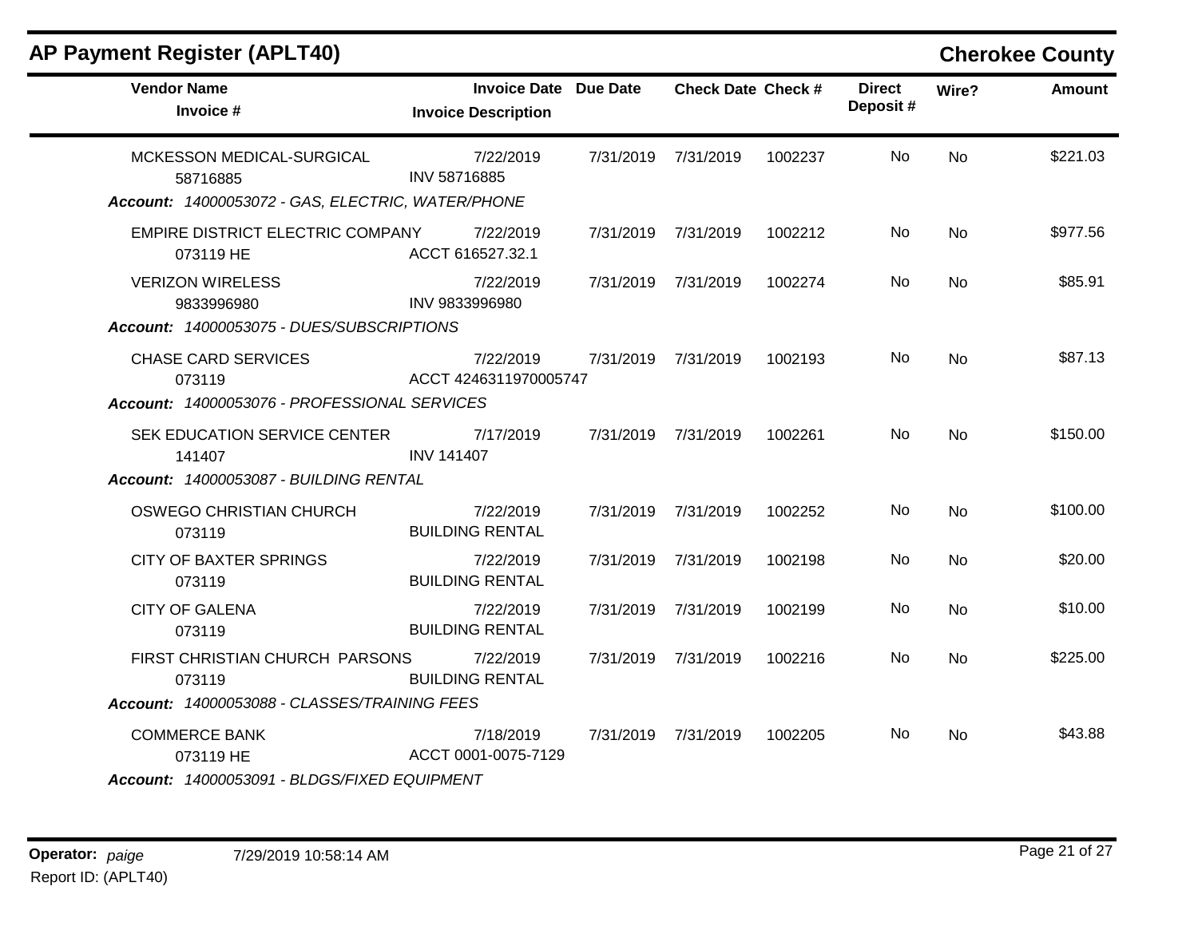## AP Payment Register (APLT40)

**Cherokee County**

| Vendor Name / Invoice # | Invoice Date / Invoice Description | Due Date | Check Date | Check # | Direct Deposit # | Wire? | Amount |
|---|---|---|---|---|---|---|---|
| MCKESSON MEDICAL-SURGICAL 58716885 | 7/22/2019 INV 58716885 | 7/31/2019 | 7/31/2019 | 1002237 | No | No | $221.03 |
| ***Account:*** *14000053072 - GAS, ELECTRIC, WATER/PHONE* | | | | | | | |
| EMPIRE DISTRICT ELECTRIC COMPANY 073119 HE | 7/22/2019 ACCT 616527.32.1 | 7/31/2019 | 7/31/2019 | 1002212 | No | No | $977.56 |
| VERIZON WIRELESS 9833996980 | 7/22/2019 INV 9833996980 | 7/31/2019 | 7/31/2019 | 1002274 | No | No | $85.91 |
| ***Account:*** *14000053075 - DUES/SUBSCRIPTIONS* | | | | | | | |
| CHASE CARD SERVICES 073119 | 7/22/2019 ACCT 4246311970005747 | 7/31/2019 | 7/31/2019 | 1002193 | No | No | $87.13 |
| ***Account:*** *14000053076 - PROFESSIONAL SERVICES* | | | | | | | |
| SEK EDUCATION SERVICE CENTER 141407 | 7/17/2019 INV 141407 | 7/31/2019 | 7/31/2019 | 1002261 | No | No | $150.00 |
| ***Account:*** *14000053087 - BUILDING RENTAL* | | | | | | | |
| OSWEGO CHRISTIAN CHURCH 073119 | 7/22/2019 BUILDING RENTAL | 7/31/2019 | 7/31/2019 | 1002252 | No | No | $100.00 |
| CITY OF BAXTER SPRINGS 073119 | 7/22/2019 BUILDING RENTAL | 7/31/2019 | 7/31/2019 | 1002198 | No | No | $20.00 |
| CITY OF GALENA 073119 | 7/22/2019 BUILDING RENTAL | 7/31/2019 | 7/31/2019 | 1002199 | No | No | $10.00 |
| FIRST CHRISTIAN CHURCH PARSONS 073119 | 7/22/2019 BUILDING RENTAL | 7/31/2019 | 7/31/2019 | 1002216 | No | No | $225.00 |
| ***Account:*** *14000053088 - CLASSES/TRAINING FEES* | | | | | | | |
| COMMERCE BANK 073119 HE | 7/18/2019 ACCT 0001-0075-7129 | 7/31/2019 | 7/31/2019 | 1002205 | No | No | $43.88 |
| ***Account:*** *14000053091 - BLDGS/FIXED EQUIPMENT* | | | | | | | |

**Operator:** *paige* 7/29/2019 10:58:14 AM

Report ID: (APLT40)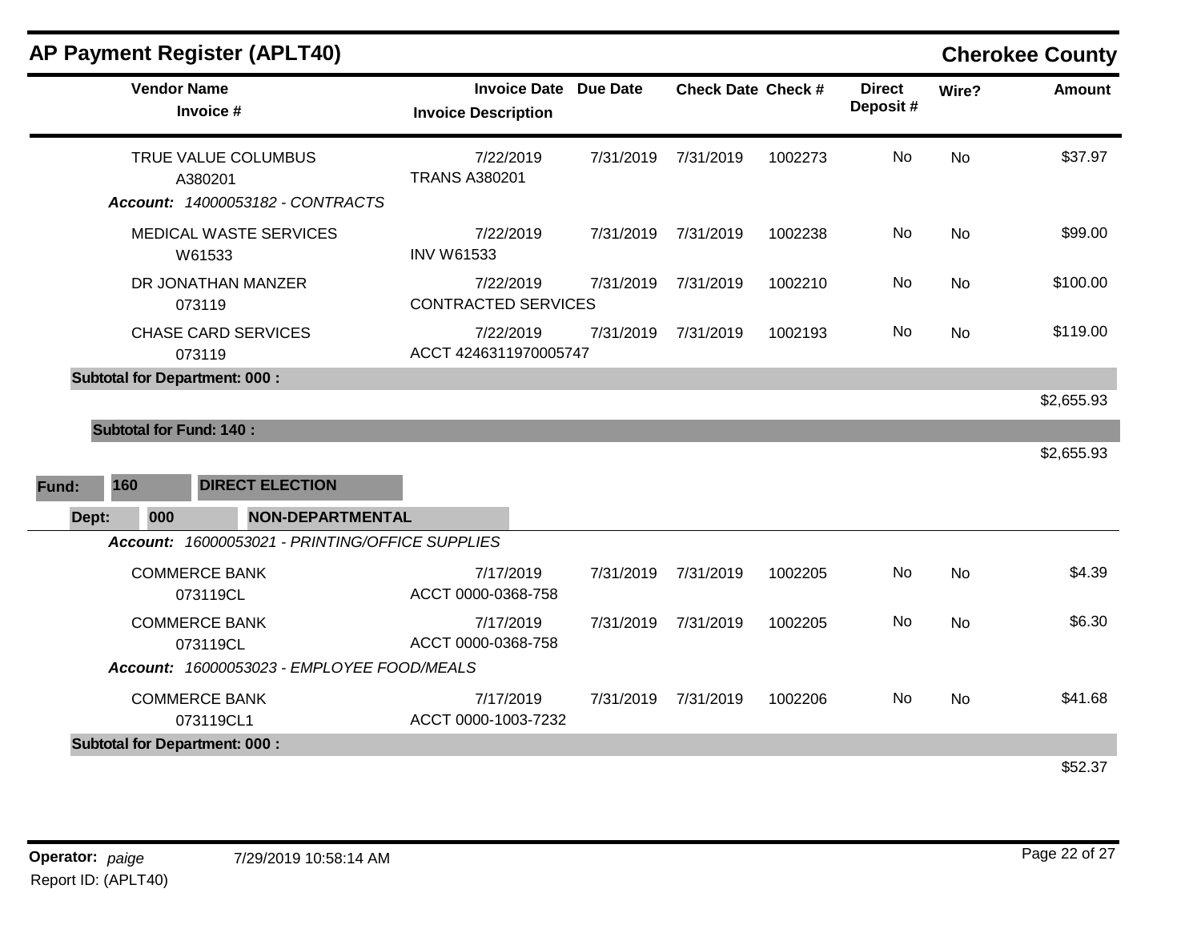# AP Payment Register (APLT40)

## Cherokee County

| Vendor Name / Invoice # | Invoice Date / Invoice Description | Due Date | Check Date | Check # | Direct Deposit # | Wire? | Amount |
|---|---|---|---|---|---|---|---|
| TRUE VALUE COLUMBUS<br>A380201 | 7/22/2019<br>TRANS A380201 | 7/31/2019 | 7/31/2019 | 1002273 | No | No | $37.97 |
| ***Account:** 14000053182 - CONTRACTS* | | | | | | | |
| MEDICAL WASTE SERVICES<br>W61533 | 7/22/2019<br>INV W61533 | 7/31/2019 | 7/31/2019 | 1002238 | No | No | $99.00 |
| DR JONATHAN MANZER<br>073119 | 7/22/2019<br>CONTRACTED SERVICES | 7/31/2019 | 7/31/2019 | 1002210 | No | No | $100.00 |
| CHASE CARD SERVICES<br>073119 | 7/22/2019<br>ACCT 4246311970005747 | 7/31/2019 | 7/31/2019 | 1002193 | No | No | $119.00 |
| **Subtotal for Department: 000 :** | | | | | | | $2,655.93 |
| **Subtotal for Fund: 140 :** | | | | | | | $2,655.93 |

**Fund:** 160 **DIRECT ELECTION**

**Dept:** 000 **NON-DEPARTMENTAL**

| Vendor Name / Invoice # | Invoice Date / Invoice Description | Due Date | Check Date | Check # | Direct Deposit # | Wire? | Amount |
|---|---|---|---|---|---|---|---|
| ***Account:** 16000053021 - PRINTING/OFFICE SUPPLIES* | | | | | | | |
| COMMERCE BANK<br>073119CL | 7/17/2019<br>ACCT 0000-0368-758 | 7/31/2019 | 7/31/2019 | 1002205 | No | No | $4.39 |
| COMMERCE BANK<br>073119CL | 7/17/2019<br>ACCT 0000-0368-758 | 7/31/2019 | 7/31/2019 | 1002205 | No | No | $6.30 |
| ***Account:** 16000053023 - EMPLOYEE FOOD/MEALS* | | | | | | | |
| COMMERCE BANK<br>073119CL1 | 7/17/2019<br>ACCT 0000-1003-7232 | 7/31/2019 | 7/31/2019 | 1002206 | No | No | $41.68 |
| **Subtotal for Department: 000 :** | | | | | | | $52.37 |

**Operator:** *paige* 7/29/2019 10:58:14 AM

Report ID: (APLT40)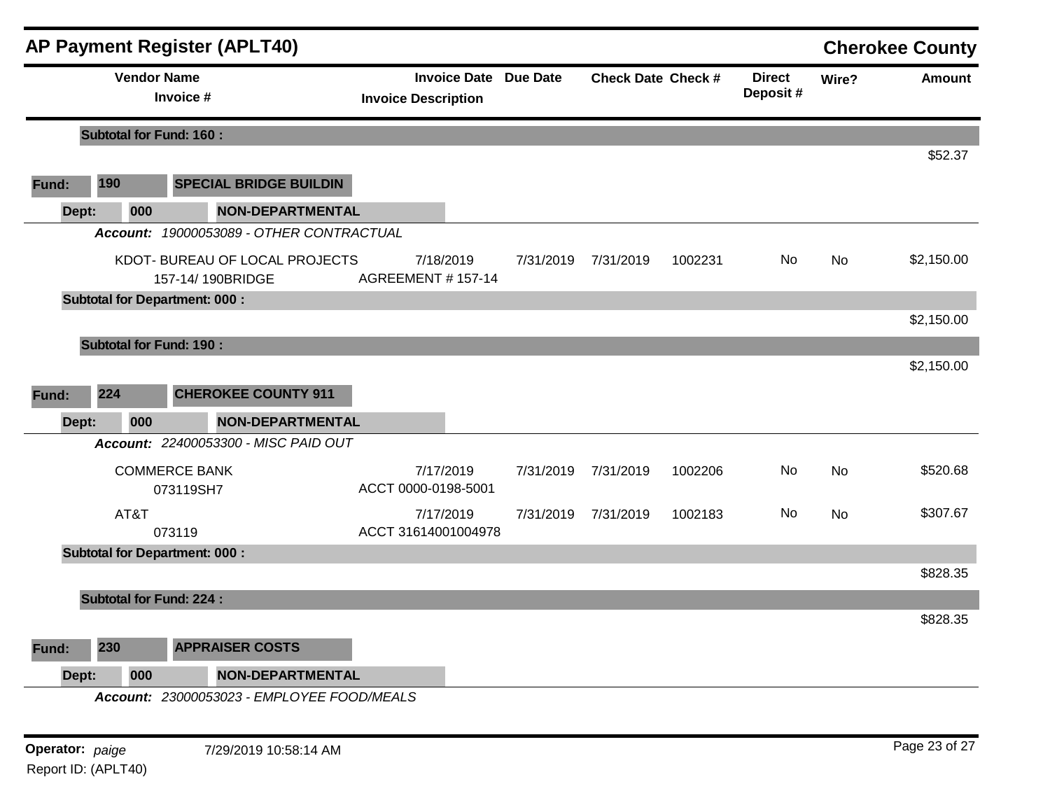## AP Payment Register (APLT40)

**Cherokee County**

| Vendor Name / Invoice # | Invoice Date / Invoice Description | Due Date | Check Date | Check # | Direct Deposit # | Wire? | Amount |
|---|---|---|---|---|---|---|---|
| **Subtotal for Fund: 160 :** | | | | | | | $52.37 |
| **Fund: 190 SPECIAL BRIDGE BUILDIN** | | | | | | | |
| **Dept: 000 NON-DEPARTMENTAL** | | | | | | | |
| ***Account: 19000053089 - OTHER CONTRACTUAL*** | | | | | | | |
| KDOT- BUREAU OF LOCAL PROJECTS<br>157-14/ 190BRIDGE | 7/18/2019<br>AGREEMENT # 157-14 | 7/31/2019 | 7/31/2019 | 1002231 | No | No | $2,150.00 |
| **Subtotal for Department: 000 :** | | | | | | | $2,150.00 |
| **Subtotal for Fund: 190 :** | | | | | | | $2,150.00 |
| **Fund: 224 CHEROKEE COUNTY 911** | | | | | | | |
| **Dept: 000 NON-DEPARTMENTAL** | | | | | | | |
| ***Account: 22400053300 - MISC PAID OUT*** | | | | | | | |
| COMMERCE BANK<br>073119SH7 | 7/17/2019<br>ACCT 0000-0198-5001 | 7/31/2019 | 7/31/2019 | 1002206 | No | No | $520.68 |
| AT&T<br>073119 | 7/17/2019<br>ACCT 31614001004978 | 7/31/2019 | 7/31/2019 | 1002183 | No | No | $307.67 |
| **Subtotal for Department: 000 :** | | | | | | | $828.35 |
| **Subtotal for Fund: 224 :** | | | | | | | $828.35 |
| **Fund: 230 APPRAISER COSTS** | | | | | | | |
| **Dept: 000 NON-DEPARTMENTAL** | | | | | | | |
| ***Account: 23000053023 - EMPLOYEE FOOD/MEALS*** | | | | | | | |

**Operator:** *paige* 7/29/2019 10:58:14 AM

Report ID: (APLT40)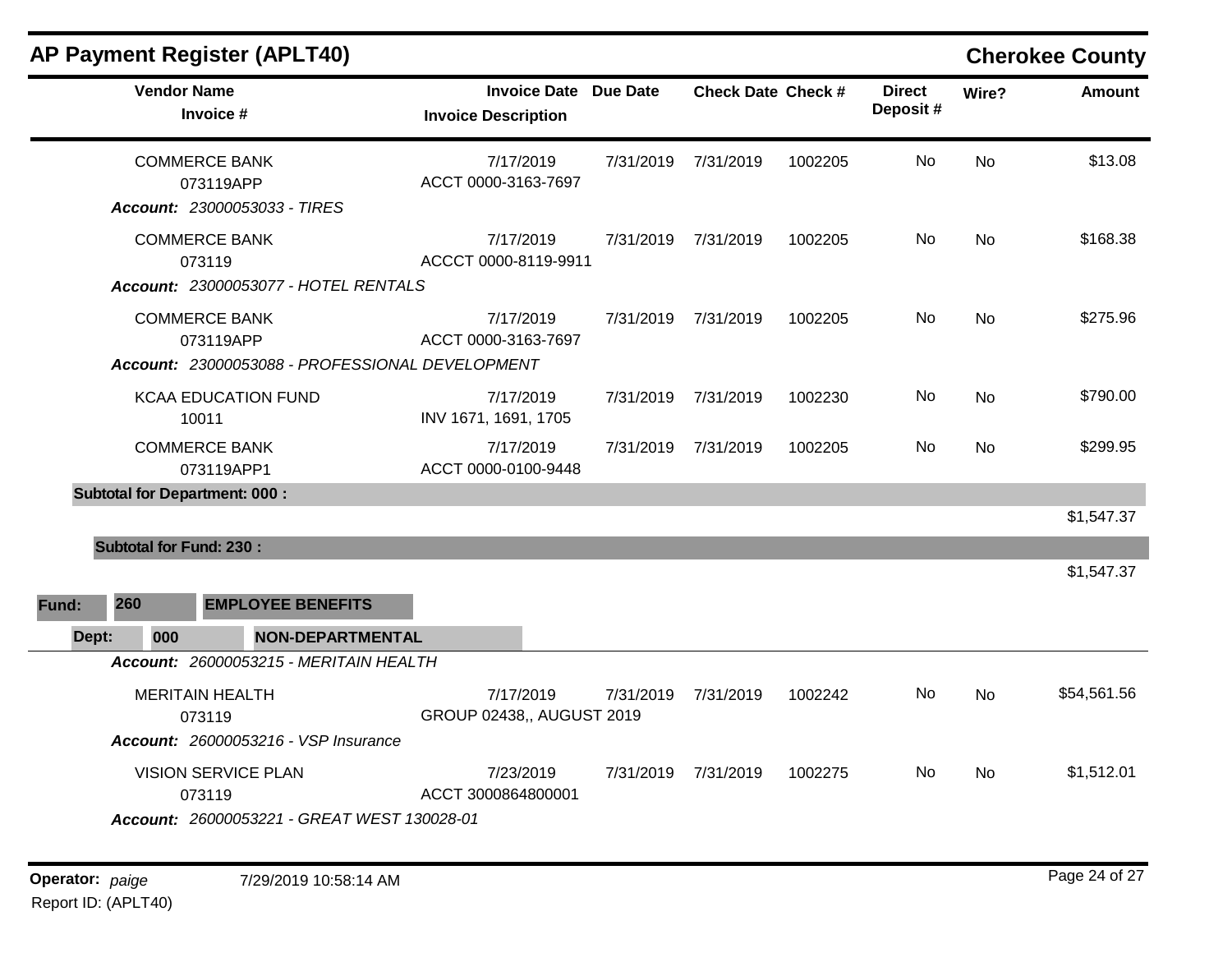## AP Payment Register (APLT40)

**Cherokee County**

| Vendor Name / Invoice # | Invoice Date / Invoice Description | Due Date | Check Date | Check # | Direct Deposit # | Wire? | Amount |
|---|---|---|---|---|---|---|---|
| COMMERCE BANK 073119APP | 7/17/2019 ACCT 0000-3163-7697 | 7/31/2019 | 7/31/2019 | 1002205 | No | No | $13.08 |

***Account:* 23000053033 - TIRES**

| Vendor Name / Invoice # | Invoice Date / Invoice Description | Due Date | Check Date | Check # | Direct Deposit # | Wire? | Amount |
|---|---|---|---|---|---|---|---|
| COMMERCE BANK 073119 | 7/17/2019 ACCCT 0000-8119-9911 | 7/31/2019 | 7/31/2019 | 1002205 | No | No | $168.38 |

***Account:* 23000053077 - HOTEL RENTALS**

| Vendor Name / Invoice # | Invoice Date / Invoice Description | Due Date | Check Date | Check # | Direct Deposit # | Wire? | Amount |
|---|---|---|---|---|---|---|---|
| COMMERCE BANK 073119APP | 7/17/2019 ACCT 0000-3163-7697 | 7/31/2019 | 7/31/2019 | 1002205 | No | No | $275.96 |

***Account:* 23000053088 - PROFESSIONAL DEVELOPMENT**

| Vendor Name / Invoice # | Invoice Date / Invoice Description | Due Date | Check Date | Check # | Direct Deposit # | Wire? | Amount |
|---|---|---|---|---|---|---|---|
| KCAA EDUCATION FUND 10011 | 7/17/2019 INV 1671, 1691, 1705 | 7/31/2019 | 7/31/2019 | 1002230 | No | No | $790.00 |
| COMMERCE BANK 073119APP1 | 7/17/2019 ACCT 0000-0100-9448 | 7/31/2019 | 7/31/2019 | 1002205 | No | No | $299.95 |

**Subtotal for Department: 000 :** $1,547.37

**Subtotal for Fund: 230 :** $1,547.37

**Fund: 260 EMPLOYEE BENEFITS**

**Dept: 000 NON-DEPARTMENTAL**

***Account:* 26000053215 - MERITAIN HEALTH**

| Vendor Name / Invoice # | Invoice Date / Invoice Description | Due Date | Check Date | Check # | Direct Deposit # | Wire? | Amount |
|---|---|---|---|---|---|---|---|
| MERITAIN HEALTH 073119 | 7/17/2019 GROUP 02438,, AUGUST 2019 | 7/31/2019 | 7/31/2019 | 1002242 | No | No | $54,561.56 |

***Account:* 26000053216 - VSP Insurance**

| Vendor Name / Invoice # | Invoice Date / Invoice Description | Due Date | Check Date | Check # | Direct Deposit # | Wire? | Amount |
|---|---|---|---|---|---|---|---|
| VISION SERVICE PLAN 073119 | 7/23/2019 ACCT 3000864800001 | 7/31/2019 | 7/31/2019 | 1002275 | No | No | $1,512.01 |

***Account:* 26000053221 - GREAT WEST 130028-01**

**Operator:** *paige* 7/29/2019 10:58:14 AM

Report ID: (APLT40)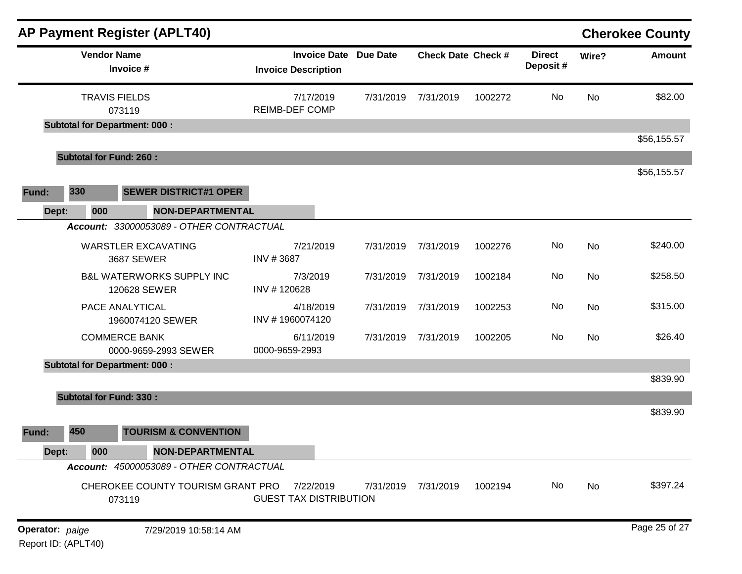## AP Payment Register (APLT40) — Cherokee County

| Vendor Name / Invoice # | Invoice Date / Invoice Description | Due Date | Check Date | Check # | Direct Deposit # | Wire? | Amount |
|---|---|---|---|---|---|---|---|
| TRAVIS FIELDS<br>073119 | 7/17/2019<br>REIMB-DEF COMP | 7/31/2019 | 7/31/2019 | 1002272 | No | No | $82.00 |
| **Subtotal for Department: 000 :** | | | | | | | $56,155.57 |
| **Subtotal for Fund: 260 :** | | | | | | | $56,155.57 |

**Fund: 330 SEWER DISTRICT#1 OPER**

**Dept: 000 NON-DEPARTMENTAL**

***Account:*** *33000053089 - OTHER CONTRACTUAL*

| Vendor Name / Invoice # | Invoice Date / Invoice Description | Due Date | Check Date | Check # | Direct Deposit # | Wire? | Amount |
|---|---|---|---|---|---|---|---|
| WARSTLER EXCAVATING<br>3687 SEWER | 7/21/2019<br>INV # 3687 | 7/31/2019 | 7/31/2019 | 1002276 | No | No | $240.00 |
| B&L WATERWORKS SUPPLY INC<br>120628 SEWER | 7/3/2019<br>INV # 120628 | 7/31/2019 | 7/31/2019 | 1002184 | No | No | $258.50 |
| PACE ANALYTICAL<br>1960074120 SEWER | 4/18/2019<br>INV # 1960074120 | 7/31/2019 | 7/31/2019 | 1002253 | No | No | $315.00 |
| COMMERCE BANK<br>0000-9659-2993 SEWER | 6/11/2019<br>0000-9659-2993 | 7/31/2019 | 7/31/2019 | 1002205 | No | No | $26.40 |
| **Subtotal for Department: 000 :** | | | | | | | $839.90 |
| **Subtotal for Fund: 330 :** | | | | | | | $839.90 |

**Fund: 450 TOURISM & CONVENTION**

**Dept: 000 NON-DEPARTMENTAL**

***Account:*** *45000053089 - OTHER CONTRACTUAL*

| Vendor Name / Invoice # | Invoice Date / Invoice Description | Due Date | Check Date | Check # | Direct Deposit # | Wire? | Amount |
|---|---|---|---|---|---|---|---|
| CHEROKEE COUNTY TOURISM GRANT PRO<br>073119 | 7/22/2019<br>GUEST TAX DISTRIBUTION | 7/31/2019 | 7/31/2019 | 1002194 | No | No | $397.24 |

**Operator:** *paige* 7/29/2019 10:58:14 AM

Report ID: (APLT40)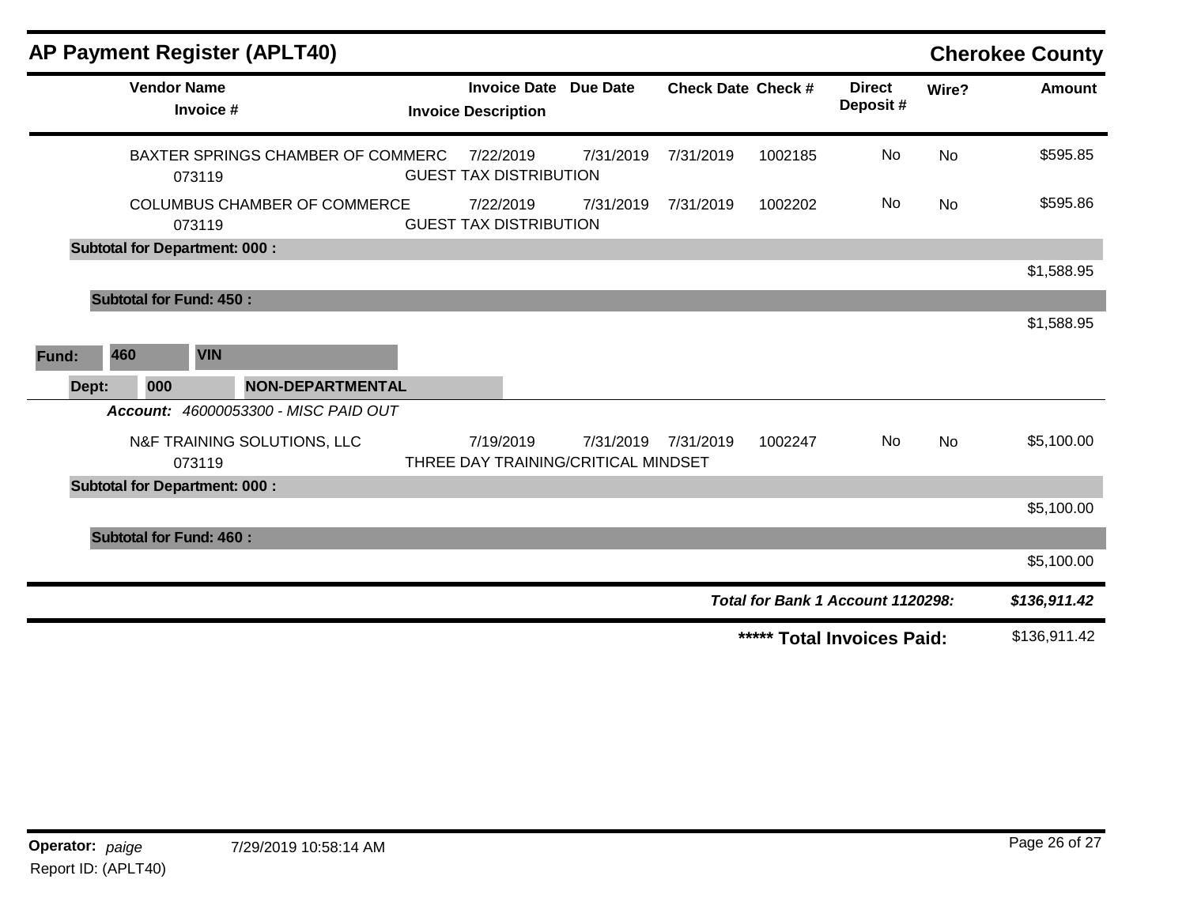## AP Payment Register (APLT40)

**Cherokee County**

| Vendor Name / Invoice # | Invoice Date / Invoice Description | Due Date | Check Date | Check # | Direct Deposit # | Wire? | Amount |
|---|---|---|---|---|---|---|---|
| BAXTER SPRINGS CHAMBER OF COMMERC<br>073119 | 7/22/2019<br>GUEST TAX DISTRIBUTION | 7/31/2019 | 7/31/2019 | 1002185 | No | No | $595.85 |
| COLUMBUS CHAMBER OF COMMERCE<br>073119 | 7/22/2019<br>GUEST TAX DISTRIBUTION | 7/31/2019 | 7/31/2019 | 1002202 | No | No | $595.86 |
| **Subtotal for Department: 000 :** | | | | | | | $1,588.95 |
| **Subtotal for Fund: 450 :** | | | | | | | $1,588.95 |

**Fund:** 460 VIN

**Dept:** 000 NON-DEPARTMENTAL

***Account:*** *46000053300 - MISC PAID OUT*

| Vendor Name / Invoice # | Invoice Date / Invoice Description | Due Date | Check Date | Check # | Direct Deposit # | Wire? | Amount |
|---|---|---|---|---|---|---|---|
| N&F TRAINING SOLUTIONS, LLC<br>073119 | 7/19/2019<br>THREE DAY TRAINING/CRITICAL MINDSET | 7/31/2019 | 7/31/2019 | 1002247 | No | No | $5,100.00 |
| **Subtotal for Department: 000 :** | | | | | | | $5,100.00 |
| **Subtotal for Fund: 460 :** | | | | | | | $5,100.00 |

***Total for Bank 1 Account 1120298:*** ***$136,911.42***

**\*\*\*\*\* Total Invoices Paid:** $136,911.42

**Operator:** *paige* 7/29/2019 10:58:14 AM

Report ID: (APLT40)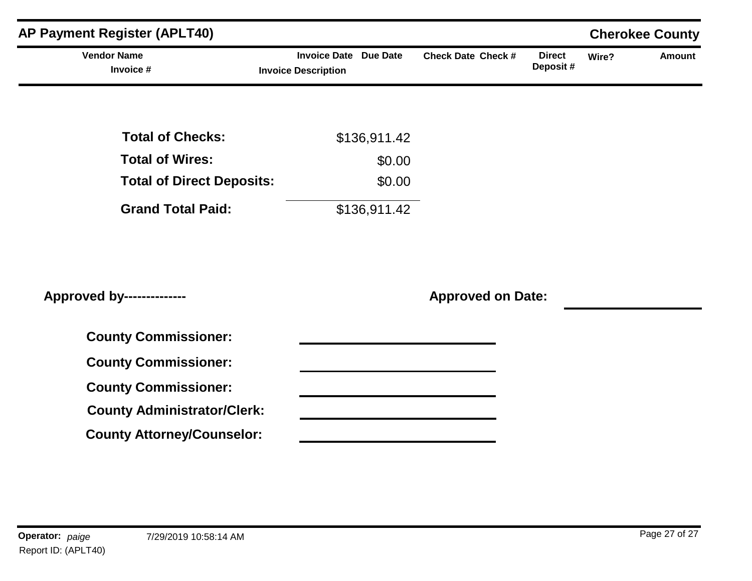## AP Payment Register (APLT40)

**Cherokee County**

| Vendor Name / Invoice # | Invoice Date / Invoice Description | Due Date | Check Date | Check # | Direct Deposit # | Wire? | Amount |
|---|---|---|---|---|---|---|---|

| | |
|---|---|
| **Total of Checks:** | $136,911.42 |
| **Total of Wires:** | $0.00 |
| **Total of Direct Deposits:** | $0.00 |
| **Grand Total Paid:** | $136,911.42 |

**Approved by--------------**

**Approved on Date:** ____________________

**County Commissioner:** ______________________________

**County Commissioner:** ______________________________

**County Commissioner:** ______________________________

**County Administrator/Clerk:** ______________________________

**County Attorney/Counselor:** ______________________________

**Operator:** *paige* 7/29/2019 10:58:14 AM

Report ID: (APLT40)